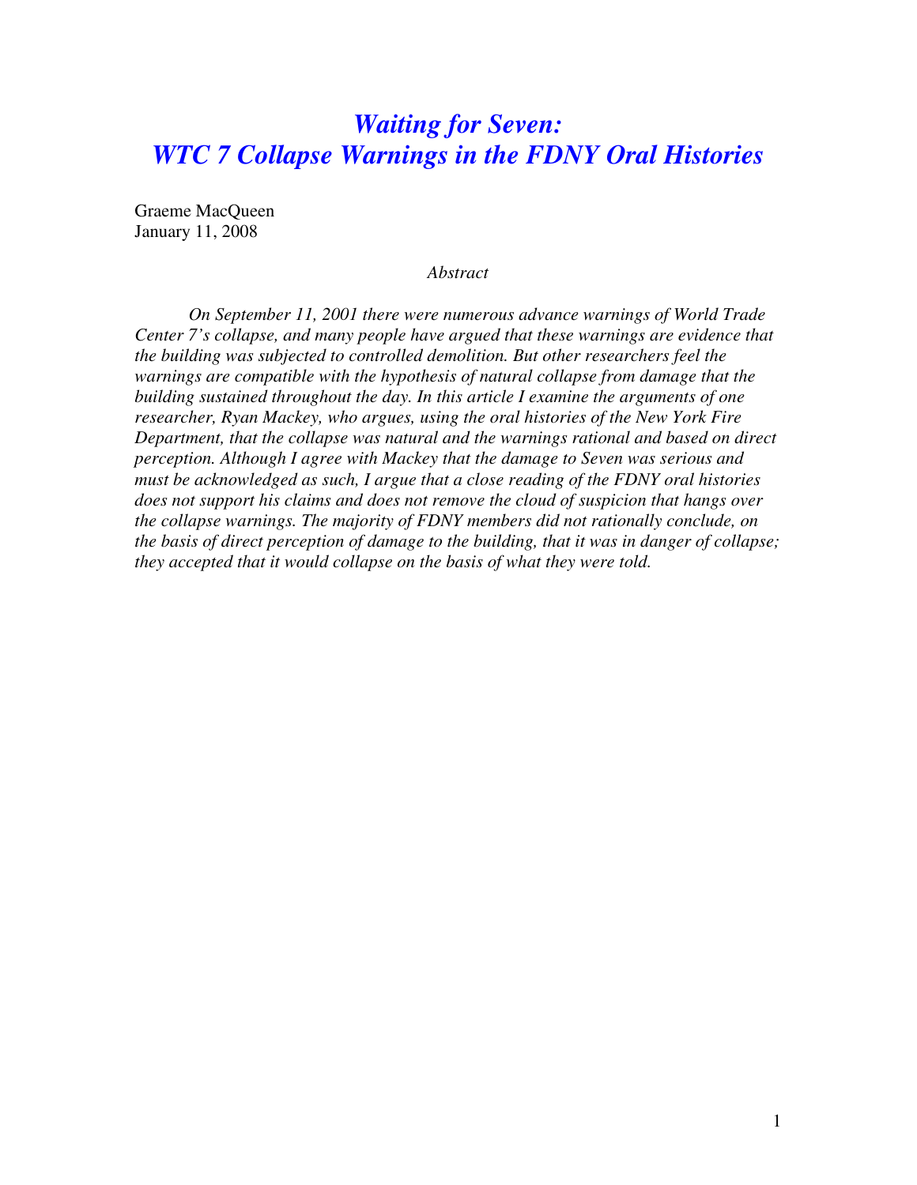# *Waiting for Seven: WTC 7 Collapse Warnings in the FDNY Oral Histories*

Graeme MacQueen
January 11, 2008

*Abstract*

*On September 11, 2001 there were numerous advance warnings of World Trade Center 7's collapse, and many people have argued that these warnings are evidence that the building was subjected to controlled demolition. But other researchers feel the warnings are compatible with the hypothesis of natural collapse from damage that the building sustained throughout the day. In this article I examine the arguments of one researcher, Ryan Mackey, who argues, using the oral histories of the New York Fire Department, that the collapse was natural and the warnings rational and based on direct perception. Although I agree with Mackey that the damage to Seven was serious and must be acknowledged as such, I argue that a close reading of the FDNY oral histories does not support his claims and does not remove the cloud of suspicion that hangs over the collapse warnings. The majority of FDNY members did not rationally conclude, on the basis of direct perception of damage to the building, that it was in danger of collapse; they accepted that it would collapse on the basis of what they were told.*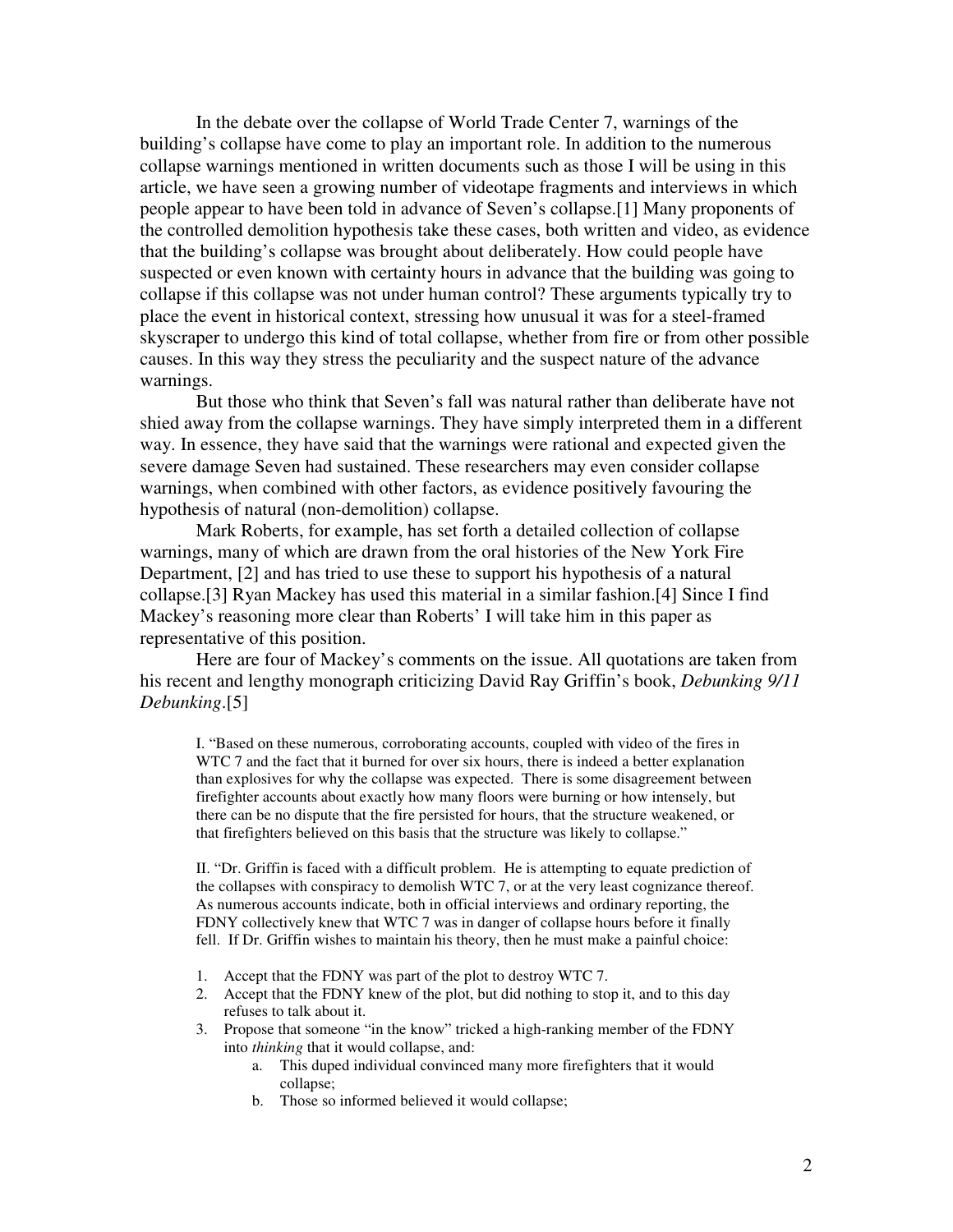In the debate over the collapse of World Trade Center 7, warnings of the building's collapse have come to play an important role. In addition to the numerous collapse warnings mentioned in written documents such as those I will be using in this article, we have seen a growing number of videotape fragments and interviews in which people appear to have been told in advance of Seven's collapse.[1] Many proponents of the controlled demolition hypothesis take these cases, both written and video, as evidence that the building's collapse was brought about deliberately. How could people have suspected or even known with certainty hours in advance that the building was going to collapse if this collapse was not under human control? These arguments typically try to place the event in historical context, stressing how unusual it was for a steel-framed skyscraper to undergo this kind of total collapse, whether from fire or from other possible causes. In this way they stress the peculiarity and the suspect nature of the advance warnings.

But those who think that Seven's fall was natural rather than deliberate have not shied away from the collapse warnings. They have simply interpreted them in a different way. In essence, they have said that the warnings were rational and expected given the severe damage Seven had sustained. These researchers may even consider collapse warnings, when combined with other factors, as evidence positively favouring the hypothesis of natural (non-demolition) collapse.

Mark Roberts, for example, has set forth a detailed collection of collapse warnings, many of which are drawn from the oral histories of the New York Fire Department, [2] and has tried to use these to support his hypothesis of a natural collapse.[3] Ryan Mackey has used this material in a similar fashion.[4] Since I find Mackey's reasoning more clear than Roberts' I will take him in this paper as representative of this position.

Here are four of Mackey's comments on the issue. All quotations are taken from his recent and lengthy monograph criticizing David Ray Griffin's book, *Debunking 9/11 Debunking*.[5]

> I. "Based on these numerous, corroborating accounts, coupled with video of the fires in WTC 7 and the fact that it burned for over six hours, there is indeed a better explanation than explosives for why the collapse was expected. There is some disagreement between firefighter accounts about exactly how many floors were burning or how intensely, but there can be no dispute that the fire persisted for hours, that the structure weakened, or that firefighters believed on this basis that the structure was likely to collapse."
>
> II. "Dr. Griffin is faced with a difficult problem. He is attempting to equate prediction of the collapses with conspiracy to demolish WTC 7, or at the very least cognizance thereof. As numerous accounts indicate, both in official interviews and ordinary reporting, the FDNY collectively knew that WTC 7 was in danger of collapse hours before it finally fell. If Dr. Griffin wishes to maintain his theory, then he must make a painful choice:
>
> 1. Accept that the FDNY was part of the plot to destroy WTC 7.
> 2. Accept that the FDNY knew of the plot, but did nothing to stop it, and to this day refuses to talk about it.
> 3. Propose that someone "in the know" tricked a high-ranking member of the FDNY into *thinking* that it would collapse, and:
>     a. This duped individual convinced many more firefighters that it would collapse;
>     b. Those so informed believed it would collapse;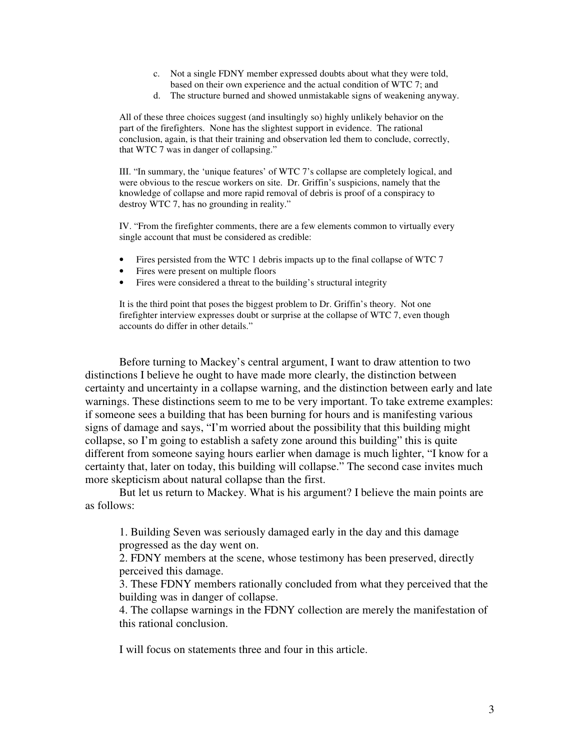c. Not a single FDNY member expressed doubts about what they were told, based on their own experience and the actual condition of WTC 7; and
d. The structure burned and showed unmistakable signs of weakening anyway.

> All of these three choices suggest (and insultingly so) highly unlikely behavior on the part of the firefighters. None has the slightest support in evidence. The rational conclusion, again, is that their training and observation led them to conclude, correctly, that WTC 7 was in danger of collapsing."
>
> III. "In summary, the 'unique features' of WTC 7's collapse are completely logical, and were obvious to the rescue workers on site. Dr. Griffin's suspicions, namely that the knowledge of collapse and more rapid removal of debris is proof of a conspiracy to destroy WTC 7, has no grounding in reality."
>
> IV. "From the firefighter comments, there are a few elements common to virtually every single account that must be considered as credible:
>
> - Fires persisted from the WTC 1 debris impacts up to the final collapse of WTC 7
> - Fires were present on multiple floors
> - Fires were considered a threat to the building's structural integrity
>
> It is the third point that poses the biggest problem to Dr. Griffin's theory. Not one firefighter interview expresses doubt or surprise at the collapse of WTC 7, even though accounts do differ in other details."

Before turning to Mackey's central argument, I want to draw attention to two distinctions I believe he ought to have made more clearly, the distinction between certainty and uncertainty in a collapse warning, and the distinction between early and late warnings. These distinctions seem to me to be very important. To take extreme examples: if someone sees a building that has been burning for hours and is manifesting various signs of damage and says, "I'm worried about the possibility that this building might collapse, so I'm going to establish a safety zone around this building" this is quite different from someone saying hours earlier when damage is much lighter, "I know for a certainty that, later on today, this building will collapse." The second case invites much more skepticism about natural collapse than the first.

But let us return to Mackey. What is his argument? I believe the main points are as follows:

> 1. Building Seven was seriously damaged early in the day and this damage progressed as the day went on.
> 2. FDNY members at the scene, whose testimony has been preserved, directly perceived this damage.
> 3. These FDNY members rationally concluded from what they perceived that the building was in danger of collapse.
> 4. The collapse warnings in the FDNY collection are merely the manifestation of this rational conclusion.

I will focus on statements three and four in this article.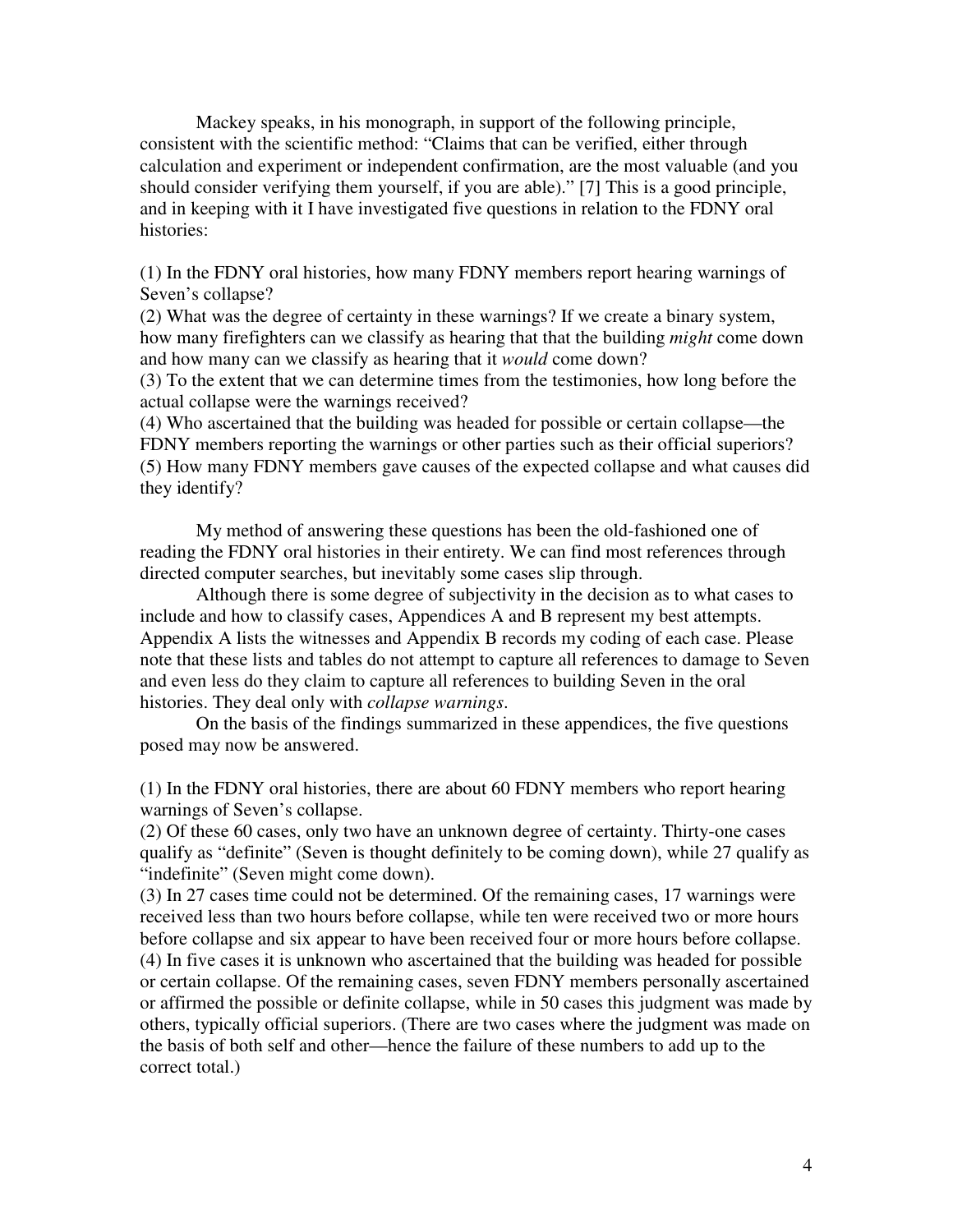Mackey speaks, in his monograph, in support of the following principle, consistent with the scientific method: "Claims that can be verified, either through calculation and experiment or independent confirmation, are the most valuable (and you should consider verifying them yourself, if you are able)." [7] This is a good principle, and in keeping with it I have investigated five questions in relation to the FDNY oral histories:

(1) In the FDNY oral histories, how many FDNY members report hearing warnings of Seven's collapse?
(2) What was the degree of certainty in these warnings? If we create a binary system, how many firefighters can we classify as hearing that that the building *might* come down and how many can we classify as hearing that it *would* come down?
(3) To the extent that we can determine times from the testimonies, how long before the actual collapse were the warnings received?
(4) Who ascertained that the building was headed for possible or certain collapse—the FDNY members reporting the warnings or other parties such as their official superiors?
(5) How many FDNY members gave causes of the expected collapse and what causes did they identify?

My method of answering these questions has been the old-fashioned one of reading the FDNY oral histories in their entirety. We can find most references through directed computer searches, but inevitably some cases slip through.

Although there is some degree of subjectivity in the decision as to what cases to include and how to classify cases, Appendices A and B represent my best attempts. Appendix A lists the witnesses and Appendix B records my coding of each case. Please note that these lists and tables do not attempt to capture all references to damage to Seven and even less do they claim to capture all references to building Seven in the oral histories. They deal only with *collapse warnings*.

On the basis of the findings summarized in these appendices, the five questions posed may now be answered.

(1) In the FDNY oral histories, there are about 60 FDNY members who report hearing warnings of Seven's collapse.
(2) Of these 60 cases, only two have an unknown degree of certainty. Thirty-one cases qualify as "definite" (Seven is thought definitely to be coming down), while 27 qualify as "indefinite" (Seven might come down).
(3) In 27 cases time could not be determined. Of the remaining cases, 17 warnings were received less than two hours before collapse, while ten were received two or more hours before collapse and six appear to have been received four or more hours before collapse.
(4) In five cases it is unknown who ascertained that the building was headed for possible or certain collapse. Of the remaining cases, seven FDNY members personally ascertained or affirmed the possible or definite collapse, while in 50 cases this judgment was made by others, typically official superiors. (There are two cases where the judgment was made on the basis of both self and other—hence the failure of these numbers to add up to the correct total.)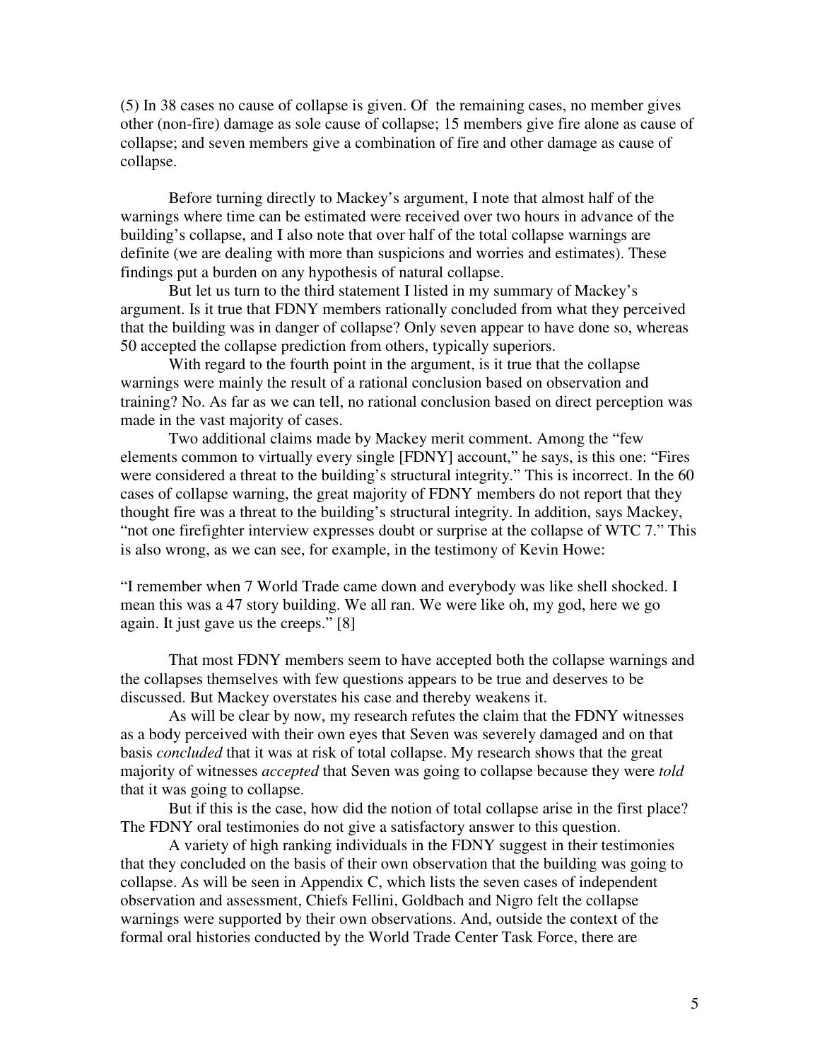(5) In 38 cases no cause of collapse is given. Of the remaining cases, no member gives other (non-fire) damage as sole cause of collapse; 15 members give fire alone as cause of collapse; and seven members give a combination of fire and other damage as cause of collapse.

Before turning directly to Mackey's argument, I note that almost half of the warnings where time can be estimated were received over two hours in advance of the building's collapse, and I also note that over half of the total collapse warnings are definite (we are dealing with more than suspicions and worries and estimates). These findings put a burden on any hypothesis of natural collapse.

But let us turn to the third statement I listed in my summary of Mackey's argument. Is it true that FDNY members rationally concluded from what they perceived that the building was in danger of collapse? Only seven appear to have done so, whereas 50 accepted the collapse prediction from others, typically superiors.

With regard to the fourth point in the argument, is it true that the collapse warnings were mainly the result of a rational conclusion based on observation and training? No. As far as we can tell, no rational conclusion based on direct perception was made in the vast majority of cases.

Two additional claims made by Mackey merit comment. Among the "few elements common to virtually every single [FDNY] account," he says, is this one: "Fires were considered a threat to the building's structural integrity." This is incorrect. In the 60 cases of collapse warning, the great majority of FDNY members do not report that they thought fire was a threat to the building's structural integrity. In addition, says Mackey, "not one firefighter interview expresses doubt or surprise at the collapse of WTC 7." This is also wrong, as we can see, for example, in the testimony of Kevin Howe:

"I remember when 7 World Trade came down and everybody was like shell shocked. I mean this was a 47 story building. We all ran. We were like oh, my god, here we go again. It just gave us the creeps." [8]

That most FDNY members seem to have accepted both the collapse warnings and the collapses themselves with few questions appears to be true and deserves to be discussed. But Mackey overstates his case and thereby weakens it.

As will be clear by now, my research refutes the claim that the FDNY witnesses as a body perceived with their own eyes that Seven was severely damaged and on that basis *concluded* that it was at risk of total collapse. My research shows that the great majority of witnesses *accepted* that Seven was going to collapse because they were *told* that it was going to collapse.

But if this is the case, how did the notion of total collapse arise in the first place? The FDNY oral testimonies do not give a satisfactory answer to this question.

A variety of high ranking individuals in the FDNY suggest in their testimonies that they concluded on the basis of their own observation that the building was going to collapse. As will be seen in Appendix C, which lists the seven cases of independent observation and assessment, Chiefs Fellini, Goldbach and Nigro felt the collapse warnings were supported by their own observations. And, outside the context of the formal oral histories conducted by the World Trade Center Task Force, there are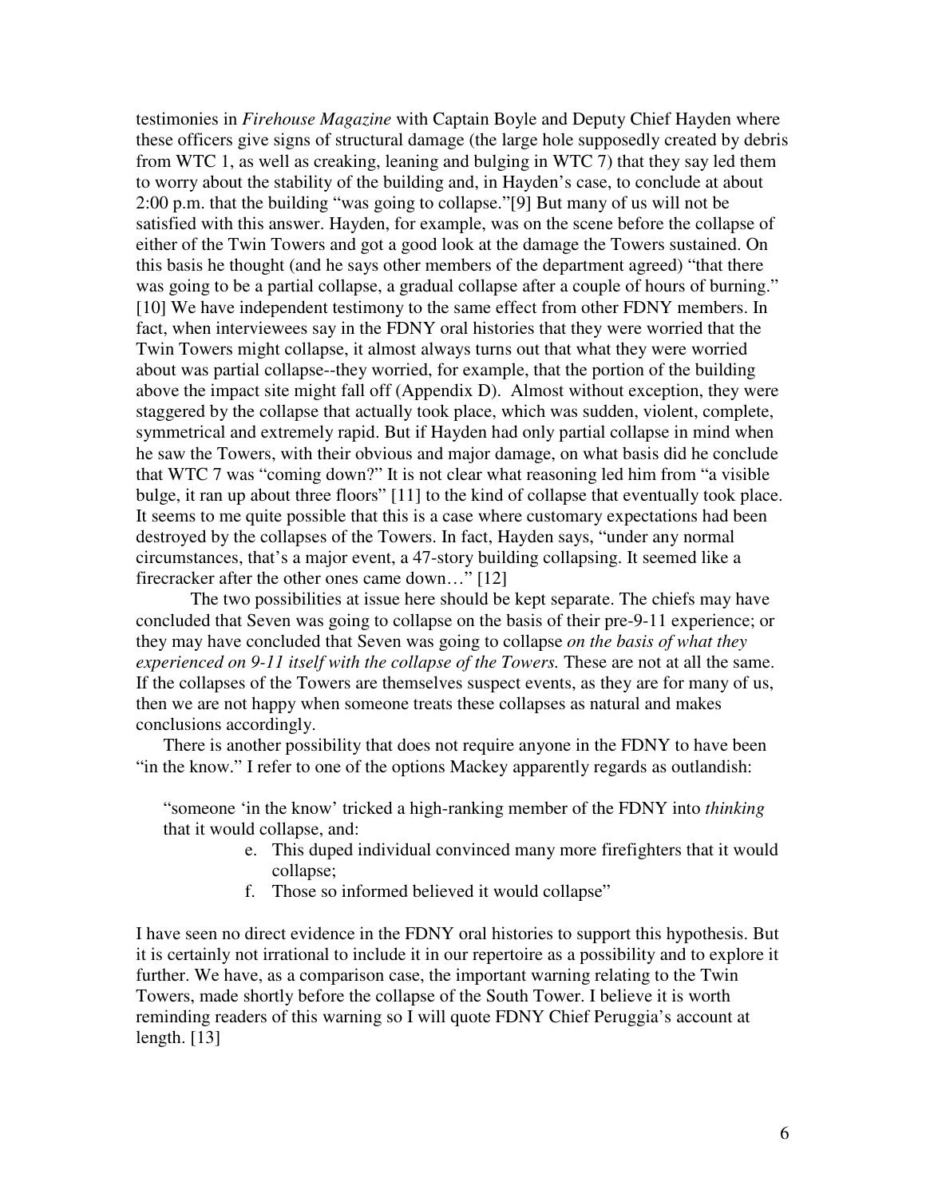testimonies in *Firehouse Magazine* with Captain Boyle and Deputy Chief Hayden where these officers give signs of structural damage (the large hole supposedly created by debris from WTC 1, as well as creaking, leaning and bulging in WTC 7) that they say led them to worry about the stability of the building and, in Hayden's case, to conclude at about 2:00 p.m. that the building "was going to collapse."[9] But many of us will not be satisfied with this answer. Hayden, for example, was on the scene before the collapse of either of the Twin Towers and got a good look at the damage the Towers sustained. On this basis he thought (and he says other members of the department agreed) "that there was going to be a partial collapse, a gradual collapse after a couple of hours of burning." [10] We have independent testimony to the same effect from other FDNY members. In fact, when interviewees say in the FDNY oral histories that they were worried that the Twin Towers might collapse, it almost always turns out that what they were worried about was partial collapse--they worried, for example, that the portion of the building above the impact site might fall off (Appendix D). Almost without exception, they were staggered by the collapse that actually took place, which was sudden, violent, complete, symmetrical and extremely rapid. But if Hayden had only partial collapse in mind when he saw the Towers, with their obvious and major damage, on what basis did he conclude that WTC 7 was "coming down?" It is not clear what reasoning led him from "a visible bulge, it ran up about three floors" [11] to the kind of collapse that eventually took place. It seems to me quite possible that this is a case where customary expectations had been destroyed by the collapses of the Towers. In fact, Hayden says, "under any normal circumstances, that's a major event, a 47-story building collapsing. It seemed like a firecracker after the other ones came down…" [12]

The two possibilities at issue here should be kept separate. The chiefs may have concluded that Seven was going to collapse on the basis of their pre-9-11 experience; or they may have concluded that Seven was going to collapse *on the basis of what they experienced on 9-11 itself with the collapse of the Towers.* These are not at all the same. If the collapses of the Towers are themselves suspect events, as they are for many of us, then we are not happy when someone treats these collapses as natural and makes conclusions accordingly.

There is another possibility that does not require anyone in the FDNY to have been "in the know." I refer to one of the options Mackey apparently regards as outlandish:

> "someone 'in the know' tricked a high-ranking member of the FDNY into *thinking* that it would collapse, and:
>
> e. This duped individual convinced many more firefighters that it would collapse;
> f. Those so informed believed it would collapse"

I have seen no direct evidence in the FDNY oral histories to support this hypothesis. But it is certainly not irrational to include it in our repertoire as a possibility and to explore it further. We have, as a comparison case, the important warning relating to the Twin Towers, made shortly before the collapse of the South Tower. I believe it is worth reminding readers of this warning so I will quote FDNY Chief Peruggia's account at length. [13]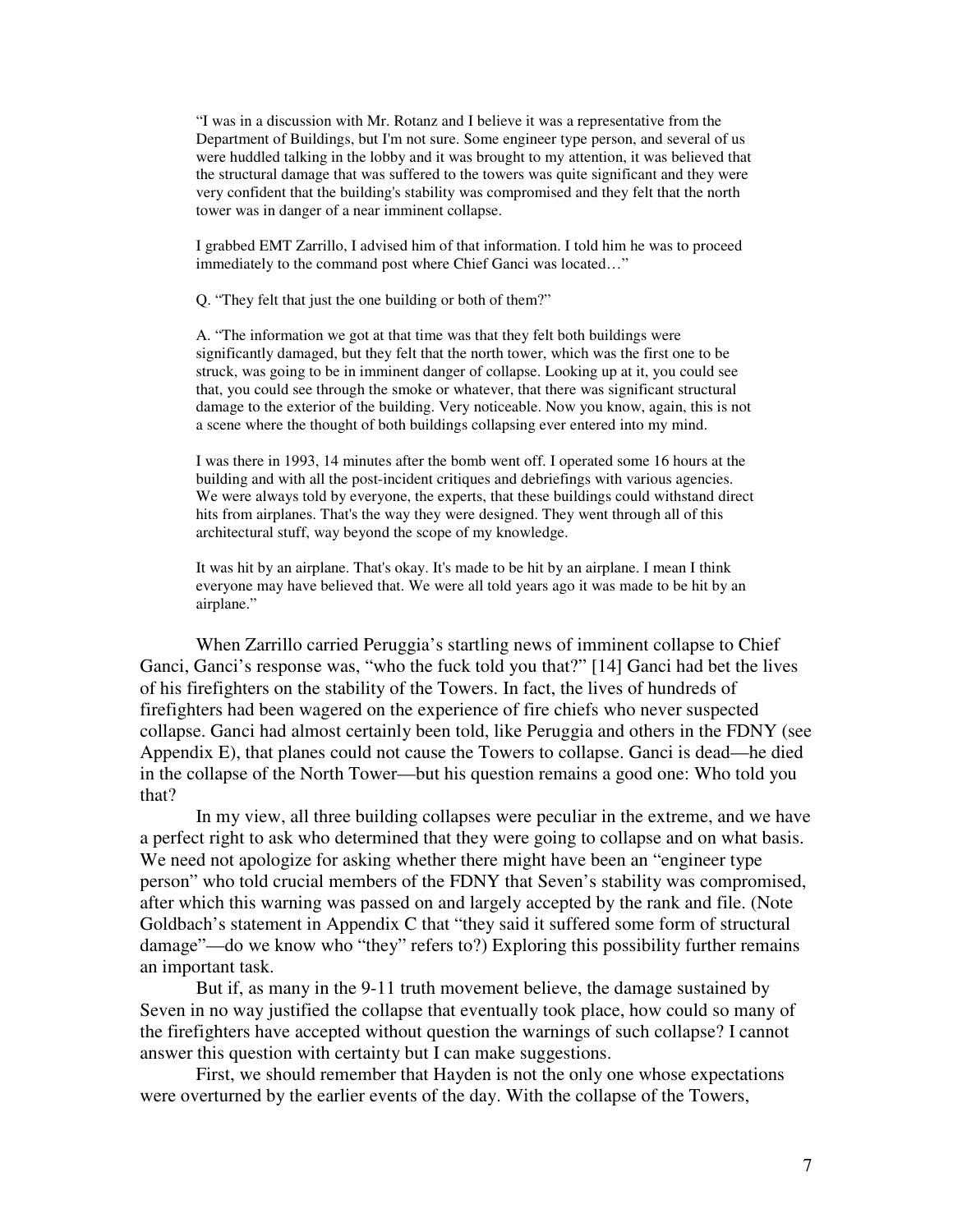> "I was in a discussion with Mr. Rotanz and I believe it was a representative from the Department of Buildings, but I'm not sure. Some engineer type person, and several of us were huddled talking in the lobby and it was brought to my attention, it was believed that the structural damage that was suffered to the towers was quite significant and they were very confident that the building's stability was compromised and they felt that the north tower was in danger of a near imminent collapse.
>
> I grabbed EMT Zarrillo, I advised him of that information. I told him he was to proceed immediately to the command post where Chief Ganci was located…"
>
> Q. "They felt that just the one building or both of them?"
>
> A. "The information we got at that time was that they felt both buildings were significantly damaged, but they felt that the north tower, which was the first one to be struck, was going to be in imminent danger of collapse. Looking up at it, you could see that, you could see through the smoke or whatever, that there was significant structural damage to the exterior of the building. Very noticeable. Now you know, again, this is not a scene where the thought of both buildings collapsing ever entered into my mind.
>
> I was there in 1993, 14 minutes after the bomb went off. I operated some 16 hours at the building and with all the post-incident critiques and debriefings with various agencies. We were always told by everyone, the experts, that these buildings could withstand direct hits from airplanes. That's the way they were designed. They went through all of this architectural stuff, way beyond the scope of my knowledge.
>
> It was hit by an airplane. That's okay. It's made to be hit by an airplane. I mean I think everyone may have believed that. We were all told years ago it was made to be hit by an airplane."

When Zarrillo carried Peruggia's startling news of imminent collapse to Chief Ganci, Ganci's response was, "who the fuck told you that?" [14] Ganci had bet the lives of his firefighters on the stability of the Towers. In fact, the lives of hundreds of firefighters had been wagered on the experience of fire chiefs who never suspected collapse. Ganci had almost certainly been told, like Peruggia and others in the FDNY (see Appendix E), that planes could not cause the Towers to collapse. Ganci is dead—he died in the collapse of the North Tower—but his question remains a good one: Who told you that?

In my view, all three building collapses were peculiar in the extreme, and we have a perfect right to ask who determined that they were going to collapse and on what basis. We need not apologize for asking whether there might have been an "engineer type person" who told crucial members of the FDNY that Seven's stability was compromised, after which this warning was passed on and largely accepted by the rank and file. (Note Goldbach's statement in Appendix C that "they said it suffered some form of structural damage"—do we know who "they" refers to?) Exploring this possibility further remains an important task.

But if, as many in the 9-11 truth movement believe, the damage sustained by Seven in no way justified the collapse that eventually took place, how could so many of the firefighters have accepted without question the warnings of such collapse? I cannot answer this question with certainty but I can make suggestions.

First, we should remember that Hayden is not the only one whose expectations were overturned by the earlier events of the day. With the collapse of the Towers,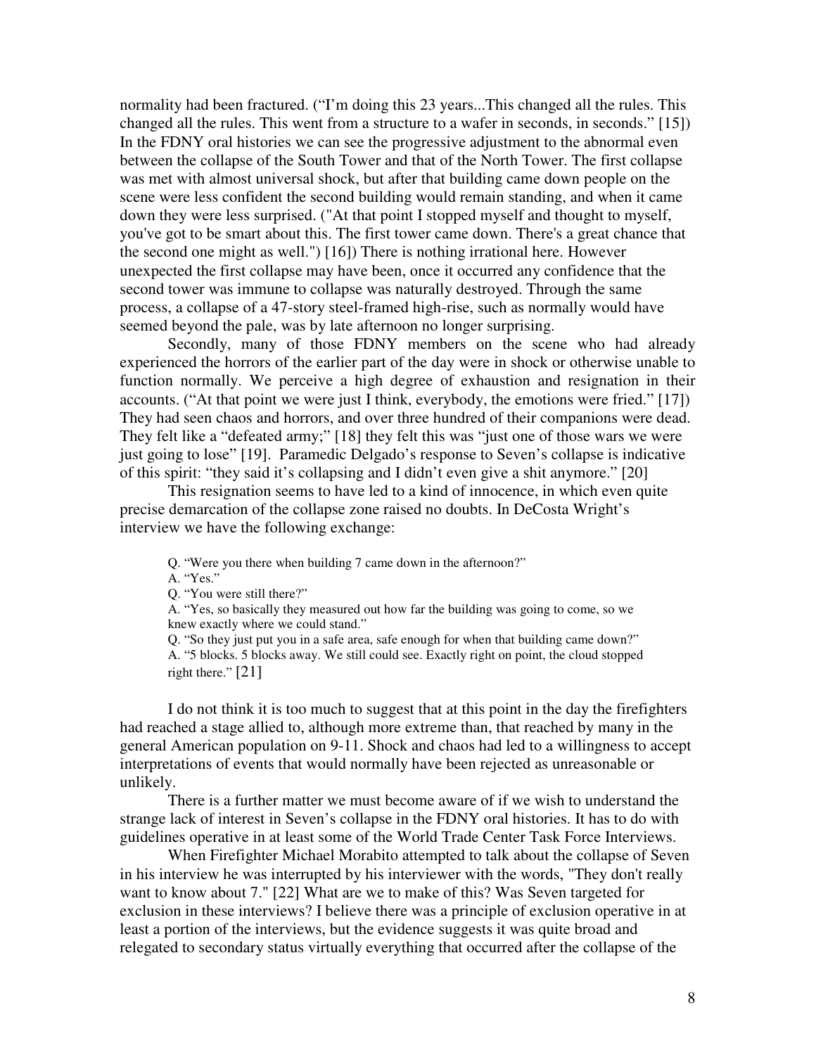normality had been fractured. ("I'm doing this 23 years...This changed all the rules. This changed all the rules. This went from a structure to a wafer in seconds, in seconds." [15]) In the FDNY oral histories we can see the progressive adjustment to the abnormal even between the collapse of the South Tower and that of the North Tower. The first collapse was met with almost universal shock, but after that building came down people on the scene were less confident the second building would remain standing, and when it came down they were less surprised. ("At that point I stopped myself and thought to myself, you've got to be smart about this. The first tower came down. There's a great chance that the second one might as well.") [16]) There is nothing irrational here. However unexpected the first collapse may have been, once it occurred any confidence that the second tower was immune to collapse was naturally destroyed. Through the same process, a collapse of a 47-story steel-framed high-rise, such as normally would have seemed beyond the pale, was by late afternoon no longer surprising.

Secondly, many of those FDNY members on the scene who had already experienced the horrors of the earlier part of the day were in shock or otherwise unable to function normally. We perceive a high degree of exhaustion and resignation in their accounts. ("At that point we were just I think, everybody, the emotions were fried." [17]) They had seen chaos and horrors, and over three hundred of their companions were dead. They felt like a "defeated army;" [18] they felt this was "just one of those wars we were just going to lose" [19]. Paramedic Delgado's response to Seven's collapse is indicative of this spirit: "they said it's collapsing and I didn't even give a shit anymore." [20]

This resignation seems to have led to a kind of innocence, in which even quite precise demarcation of the collapse zone raised no doubts. In DeCosta Wright's interview we have the following exchange:

> Q. "Were you there when building 7 came down in the afternoon?"
>
> A. "Yes."
>
> Q. "You were still there?"
>
> A. "Yes, so basically they measured out how far the building was going to come, so we knew exactly where we could stand."
>
> Q. "So they just put you in a safe area, safe enough for when that building came down?"
>
> A. "5 blocks. 5 blocks away. We still could see. Exactly right on point, the cloud stopped right there." [21]

I do not think it is too much to suggest that at this point in the day the firefighters had reached a stage allied to, although more extreme than, that reached by many in the general American population on 9-11. Shock and chaos had led to a willingness to accept interpretations of events that would normally have been rejected as unreasonable or unlikely.

There is a further matter we must become aware of if we wish to understand the strange lack of interest in Seven's collapse in the FDNY oral histories. It has to do with guidelines operative in at least some of the World Trade Center Task Force Interviews.

When Firefighter Michael Morabito attempted to talk about the collapse of Seven in his interview he was interrupted by his interviewer with the words, "They don't really want to know about 7." [22] What are we to make of this? Was Seven targeted for exclusion in these interviews? I believe there was a principle of exclusion operative in at least a portion of the interviews, but the evidence suggests it was quite broad and relegated to secondary status virtually everything that occurred after the collapse of the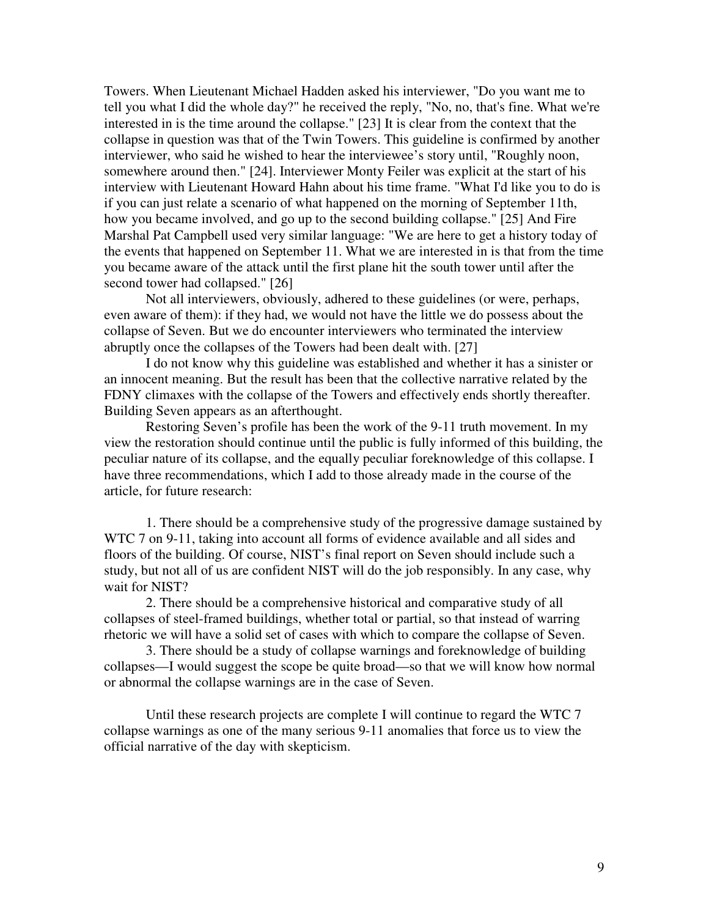Towers. When Lieutenant Michael Hadden asked his interviewer, "Do you want me to tell you what I did the whole day?" he received the reply, "No, no, that's fine. What we're interested in is the time around the collapse." [23] It is clear from the context that the collapse in question was that of the Twin Towers. This guideline is confirmed by another interviewer, who said he wished to hear the interviewee's story until, "Roughly noon, somewhere around then." [24]. Interviewer Monty Feiler was explicit at the start of his interview with Lieutenant Howard Hahn about his time frame. "What I'd like you to do is if you can just relate a scenario of what happened on the morning of September 11th, how you became involved, and go up to the second building collapse." [25] And Fire Marshal Pat Campbell used very similar language: "We are here to get a history today of the events that happened on September 11. What we are interested in is that from the time you became aware of the attack until the first plane hit the south tower until after the second tower had collapsed." [26]

Not all interviewers, obviously, adhered to these guidelines (or were, perhaps, even aware of them): if they had, we would not have the little we do possess about the collapse of Seven. But we do encounter interviewers who terminated the interview abruptly once the collapses of the Towers had been dealt with. [27]

I do not know why this guideline was established and whether it has a sinister or an innocent meaning. But the result has been that the collective narrative related by the FDNY climaxes with the collapse of the Towers and effectively ends shortly thereafter. Building Seven appears as an afterthought.

Restoring Seven's profile has been the work of the 9-11 truth movement. In my view the restoration should continue until the public is fully informed of this building, the peculiar nature of its collapse, and the equally peculiar foreknowledge of this collapse. I have three recommendations, which I add to those already made in the course of the article, for future research:

1. There should be a comprehensive study of the progressive damage sustained by WTC 7 on 9-11, taking into account all forms of evidence available and all sides and floors of the building. Of course, NIST's final report on Seven should include such a study, but not all of us are confident NIST will do the job responsibly. In any case, why wait for NIST?

2. There should be a comprehensive historical and comparative study of all collapses of steel-framed buildings, whether total or partial, so that instead of warring rhetoric we will have a solid set of cases with which to compare the collapse of Seven.

3. There should be a study of collapse warnings and foreknowledge of building collapses—I would suggest the scope be quite broad—so that we will know how normal or abnormal the collapse warnings are in the case of Seven.

Until these research projects are complete I will continue to regard the WTC 7 collapse warnings as one of the many serious 9-11 anomalies that force us to view the official narrative of the day with skepticism.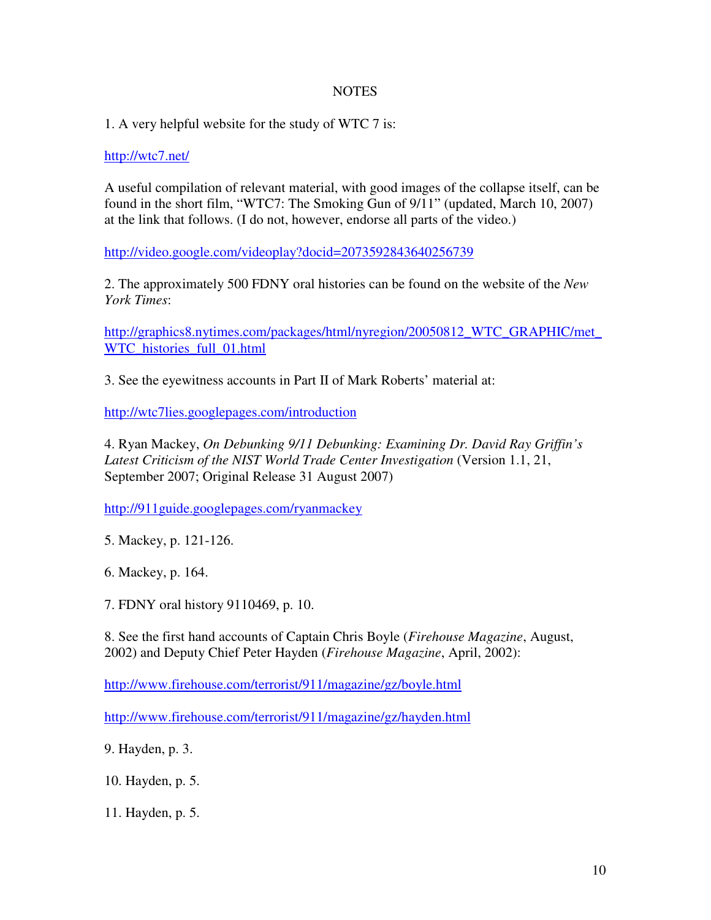# NOTES

1. A very helpful website for the study of WTC 7 is:

http://wtc7.net/

A useful compilation of relevant material, with good images of the collapse itself, can be found in the short film, "WTC7: The Smoking Gun of 9/11" (updated, March 10, 2007) at the link that follows. (I do not, however, endorse all parts of the video.)

http://video.google.com/videoplay?docid=2073592843640256739

2. The approximately 500 FDNY oral histories can be found on the website of the *New York Times*:

http://graphics8.nytimes.com/packages/html/nyregion/20050812_WTC_GRAPHIC/met_WTC_histories_full_01.html

3. See the eyewitness accounts in Part II of Mark Roberts' material at:

http://wtc7lies.googlepages.com/introduction

4. Ryan Mackey, *On Debunking 9/11 Debunking: Examining Dr. David Ray Griffin's Latest Criticism of the NIST World Trade Center Investigation* (Version 1.1, 21, September 2007; Original Release 31 August 2007)

http://911guide.googlepages.com/ryanmackey

5. Mackey, p. 121-126.

6. Mackey, p. 164.

7. FDNY oral history 9110469, p. 10.

8. See the first hand accounts of Captain Chris Boyle (*Firehouse Magazine*, August, 2002) and Deputy Chief Peter Hayden (*Firehouse Magazine*, April, 2002):

http://www.firehouse.com/terrorist/911/magazine/gz/boyle.html

http://www.firehouse.com/terrorist/911/magazine/gz/hayden.html

9. Hayden, p. 3.

10. Hayden, p. 5.

11. Hayden, p. 5.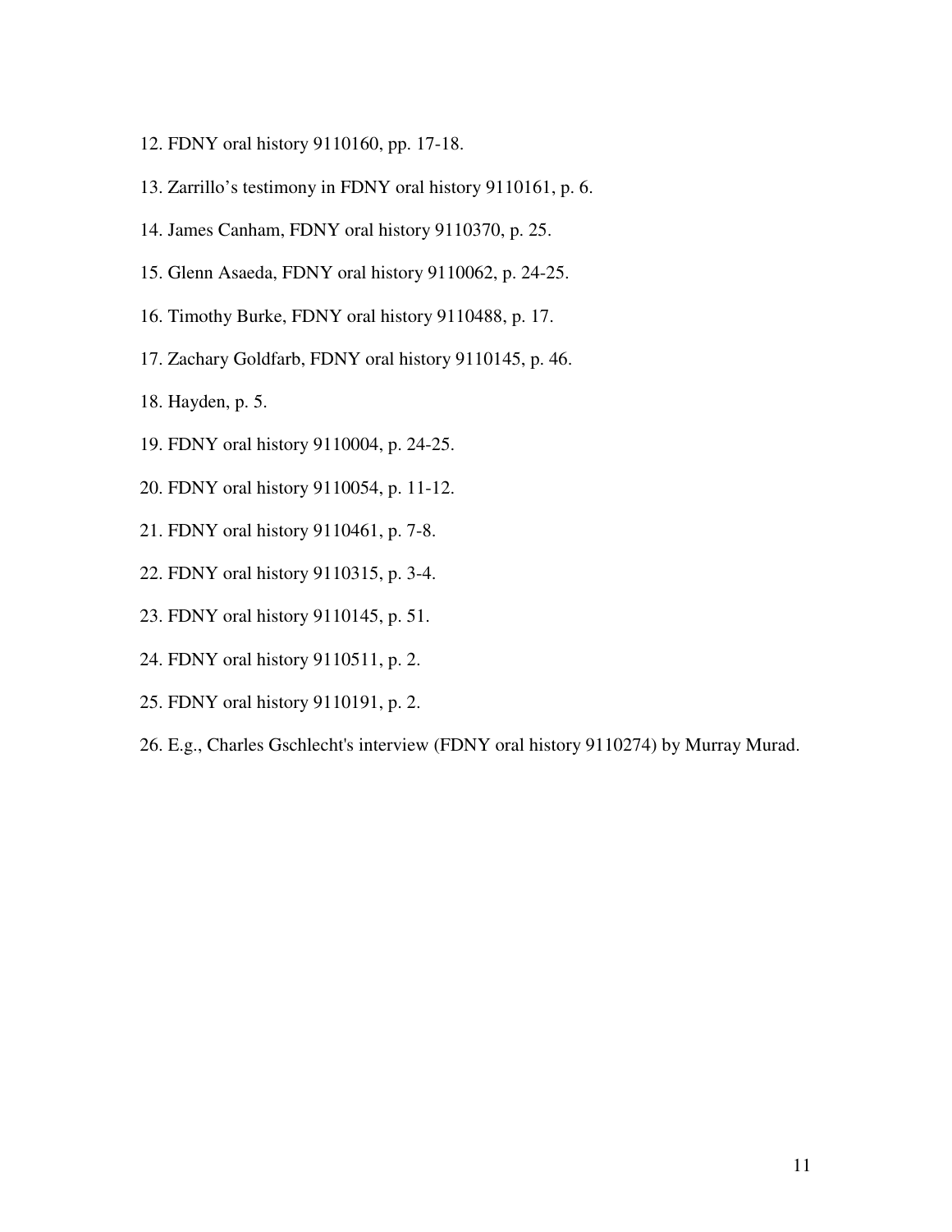12. FDNY oral history 9110160, pp. 17-18.

13. Zarrillo’s testimony in FDNY oral history 9110161, p. 6.

14. James Canham, FDNY oral history 9110370, p. 25.

15. Glenn Asaeda, FDNY oral history 9110062, p. 24-25.

16. Timothy Burke, FDNY oral history 9110488, p. 17.

17. Zachary Goldfarb, FDNY oral history 9110145, p. 46.

18. Hayden, p. 5.

19. FDNY oral history 9110004, p. 24-25.

20. FDNY oral history 9110054, p. 11-12.

21. FDNY oral history 9110461, p. 7-8.

22. FDNY oral history 9110315, p. 3-4.

23. FDNY oral history 9110145, p. 51.

24. FDNY oral history 9110511, p. 2.

25. FDNY oral history 9110191, p. 2.

26. E.g., Charles Gschlecht's interview (FDNY oral history 9110274) by Murray Murad.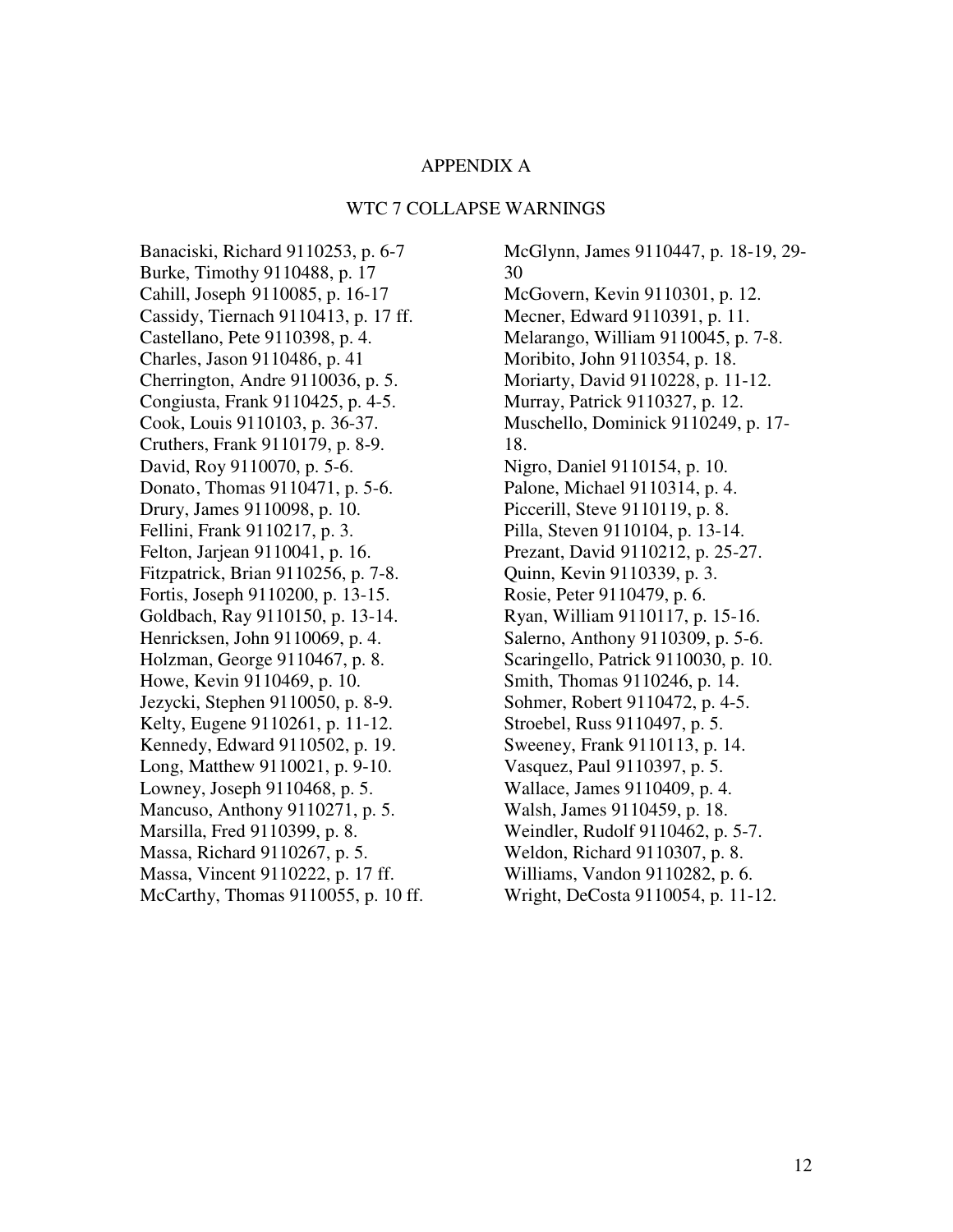# APPENDIX A

## WTC 7 COLLAPSE WARNINGS

Banaciski, Richard 9110253, p. 6-7
Burke, Timothy 9110488, p. 17
Cahill, Joseph 9110085, p. 16-17
Cassidy, Tiernach 9110413, p. 17 ff.
Castellano, Pete 9110398, p. 4.
Charles, Jason 9110486, p. 41
Cherrington, Andre 9110036, p. 5.
Congiusta, Frank 9110425, p. 4-5.
Cook, Louis 9110103, p. 36-37.
Cruthers, Frank 9110179, p. 8-9.
David, Roy 9110070, p. 5-6.
Donato, Thomas 9110471, p. 5-6.
Drury, James 9110098, p. 10.
Fellini, Frank 9110217, p. 3.
Felton, Jarjean 9110041, p. 16.
Fitzpatrick, Brian 9110256, p. 7-8.
Fortis, Joseph 9110200, p. 13-15.
Goldbach, Ray 9110150, p. 13-14.
Henricksen, John 9110069, p. 4.
Holzman, George 9110467, p. 8.
Howe, Kevin 9110469, p. 10.
Jezycki, Stephen 9110050, p. 8-9.
Kelty, Eugene 9110261, p. 11-12.
Kennedy, Edward 9110502, p. 19.
Long, Matthew 9110021, p. 9-10.
Lowney, Joseph 9110468, p. 5.
Mancuso, Anthony 9110271, p. 5.
Marsilla, Fred 9110399, p. 8.
Massa, Richard 9110267, p. 5.
Massa, Vincent 9110222, p. 17 ff.
McCarthy, Thomas 9110055, p. 10 ff.
McGlynn, James 9110447, p. 18-19, 29-30
McGovern, Kevin 9110301, p. 12.
Mecner, Edward 9110391, p. 11.
Melarango, William 9110045, p. 7-8.
Moribito, John 9110354, p. 18.
Moriarty, David 9110228, p. 11-12.
Murray, Patrick 9110327, p. 12.
Muschello, Dominick 9110249, p. 17-18.
Nigro, Daniel 9110154, p. 10.
Palone, Michael 9110314, p. 4.
Piccerill, Steve 9110119, p. 8.
Pilla, Steven 9110104, p. 13-14.
Prezant, David 9110212, p. 25-27.
Quinn, Kevin 9110339, p. 3.
Rosie, Peter 9110479, p. 6.
Ryan, William 9110117, p. 15-16.
Salerno, Anthony 9110309, p. 5-6.
Scaringello, Patrick 9110030, p. 10.
Smith, Thomas 9110246, p. 14.
Sohmer, Robert 9110472, p. 4-5.
Stroebel, Russ 9110497, p. 5.
Sweeney, Frank 9110113, p. 14.
Vasquez, Paul 9110397, p. 5.
Wallace, James 9110409, p. 4.
Walsh, James 9110459, p. 18.
Weindler, Rudolf 9110462, p. 5-7.
Weldon, Richard 9110307, p. 8.
Williams, Vandon 9110282, p. 6.
Wright, DeCosta 9110054, p. 11-12.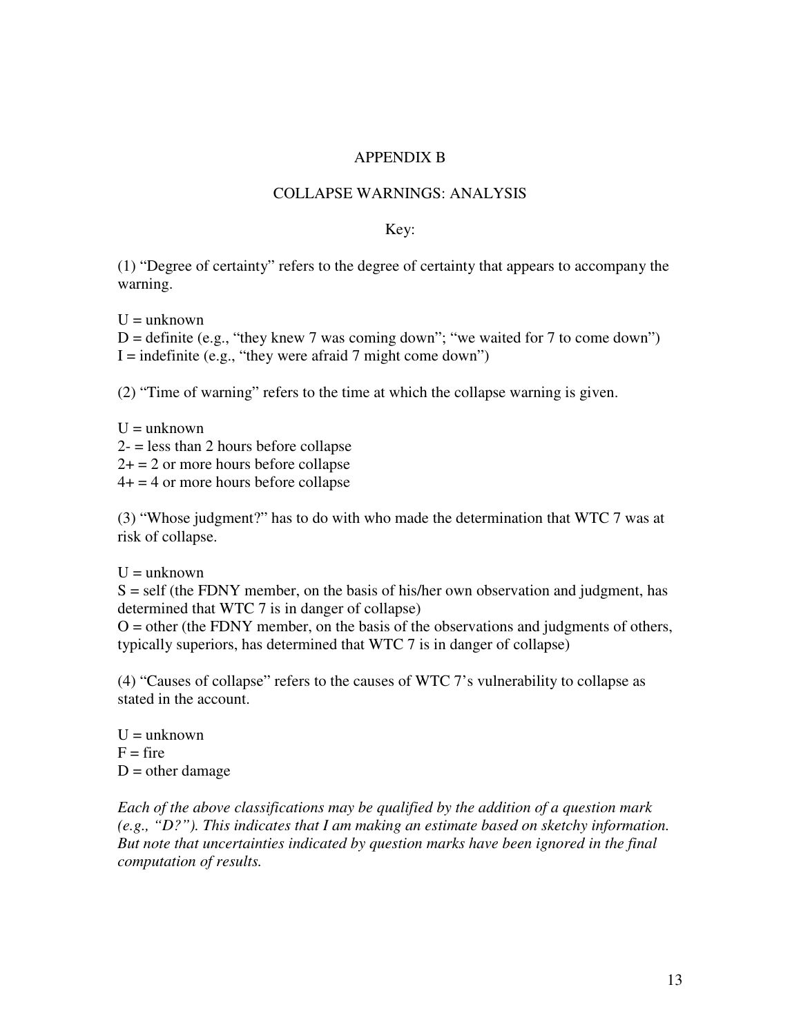# APPENDIX B

## COLLAPSE WARNINGS: ANALYSIS

Key:

(1) "Degree of certainty" refers to the degree of certainty that appears to accompany the warning.

U = unknown
D = definite (e.g., "they knew 7 was coming down"; "we waited for 7 to come down")
I = indefinite (e.g., "they were afraid 7 might come down")

(2) "Time of warning" refers to the time at which the collapse warning is given.

U = unknown
2- = less than 2 hours before collapse
2+ = 2 or more hours before collapse
4+ = 4 or more hours before collapse

(3) "Whose judgment?" has to do with who made the determination that WTC 7 was at risk of collapse.

U = unknown
S = self (the FDNY member, on the basis of his/her own observation and judgment, has determined that WTC 7 is in danger of collapse)
O = other (the FDNY member, on the basis of the observations and judgments of others, typically superiors, has determined that WTC 7 is in danger of collapse)

(4) "Causes of collapse" refers to the causes of WTC 7's vulnerability to collapse as stated in the account.

U = unknown
F = fire
D = other damage

*Each of the above classifications may be qualified by the addition of a question mark (e.g., "D?"). This indicates that I am making an estimate based on sketchy information. But note that uncertainties indicated by question marks have been ignored in the final computation of results.*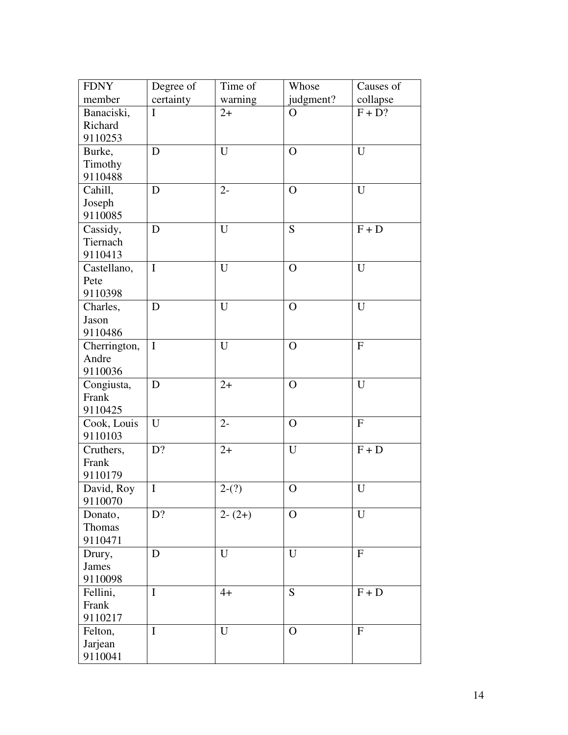| FDNY member | Degree of certainty | Time of warning | Whose judgment? | Causes of collapse |
|---|---|---|---|---|
| Banaciski, Richard 9110253 | I | 2+ | O | F + D? |
| Burke, Timothy 9110488 | D | U | O | U |
| Cahill, Joseph 9110085 | D | 2- | O | U |
| Cassidy, Tiernach 9110413 | D | U | S | F + D |
| Castellano, Pete 9110398 | I | U | O | U |
| Charles, Jason 9110486 | D | U | O | U |
| Cherrington, Andre 9110036 | I | U | O | F |
| Congiusta, Frank 9110425 | D | 2+ | O | U |
| Cook, Louis 9110103 | U | 2- | O | F |
| Cruthers, Frank 9110179 | D? | 2+ | U | F + D |
| David, Roy 9110070 | I | 2-(?) | O | U |
| Donato, Thomas 9110471 | D? | 2- (2+) | O | U |
| Drury, James 9110098 | D | U | U | F |
| Fellini, Frank 9110217 | I | 4+ | S | F + D |
| Felton, Jarjean 9110041 | I | U | O | F |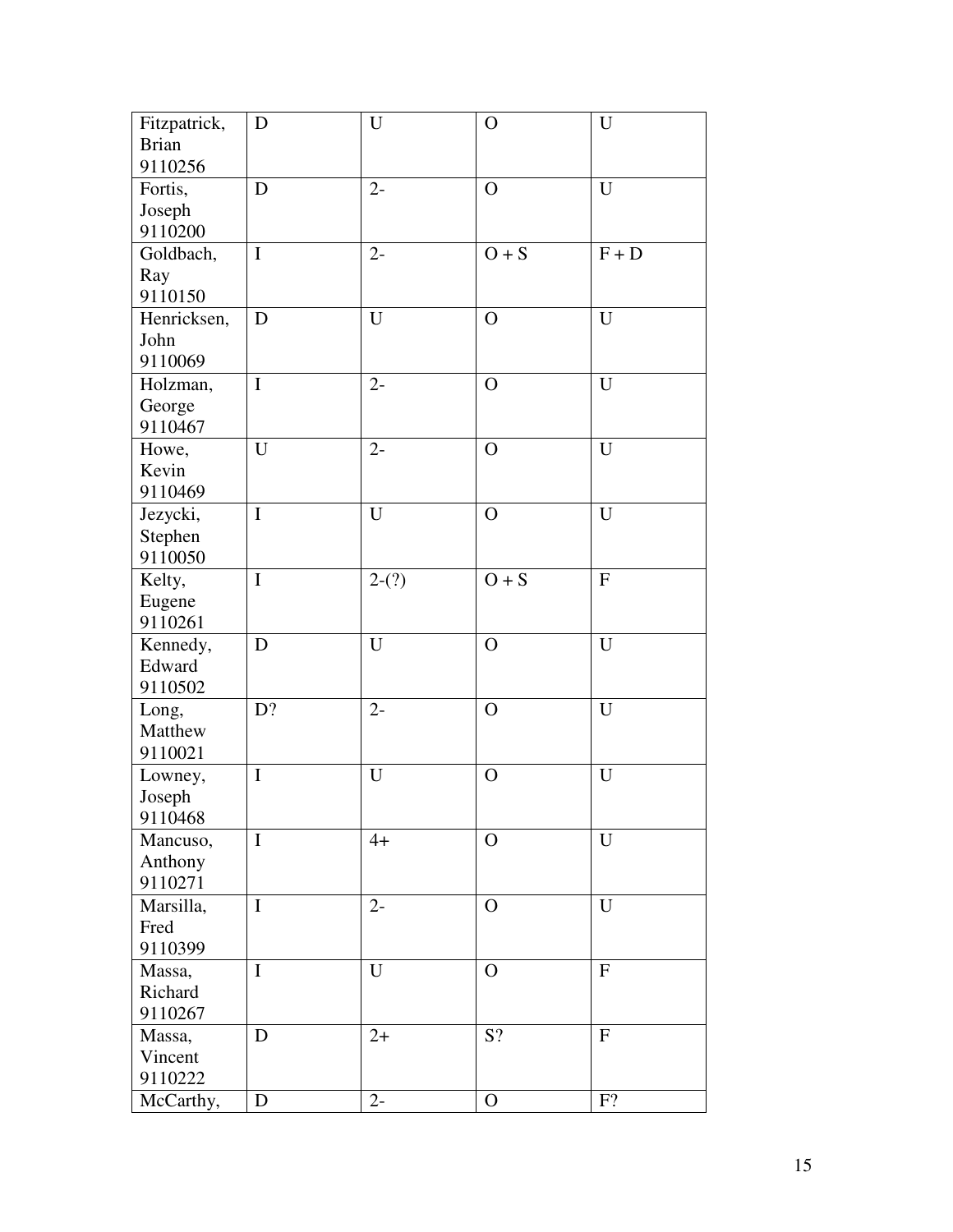| Fitzpatrick, Brian 9110256 | D | U | O | U |
|---|---|---|---|---|
| Fortis, Joseph 9110200 | D | 2- | O | U |
| Goldbach, Ray 9110150 | I | 2- | O + S | F + D |
| Henricksen, John 9110069 | D | U | O | U |
| Holzman, George 9110467 | I | 2- | O | U |
| Howe, Kevin 9110469 | U | 2- | O | U |
| Jezycki, Stephen 9110050 | I | U | O | U |
| Kelty, Eugene 9110261 | I | 2-(?) | O + S | F |
| Kennedy, Edward 9110502 | D | U | O | U |
| Long, Matthew 9110021 | D? | 2- | O | U |
| Lowney, Joseph 9110468 | I | U | O | U |
| Mancuso, Anthony 9110271 | I | 4+ | O | U |
| Marsilla, Fred 9110399 | I | 2- | O | U |
| Massa, Richard 9110267 | I | U | O | F |
| Massa, Vincent 9110222 | D | 2+ | S? | F |
| McCarthy, | D | 2- | O | F? |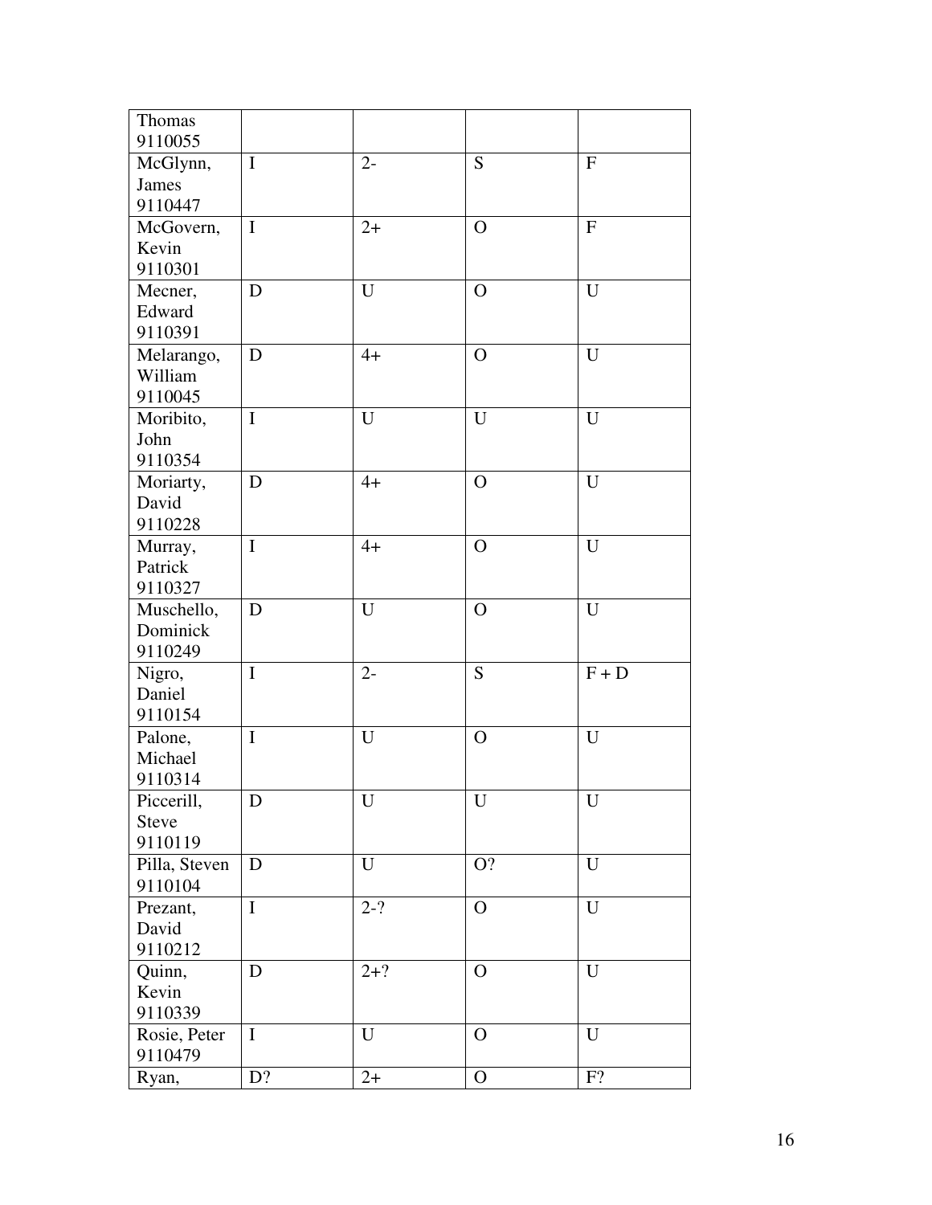| Thomas 9110055 | | | | |
|---|---|---|---|---|
| McGlynn, James 9110447 | I | 2- | S | F |
| McGovern, Kevin 9110301 | I | 2+ | O | F |
| Mecner, Edward 9110391 | D | U | O | U |
| Melarango, William 9110045 | D | 4+ | O | U |
| Moribito, John 9110354 | I | U | U | U |
| Moriarty, David 9110228 | D | 4+ | O | U |
| Murray, Patrick 9110327 | I | 4+ | O | U |
| Muschello, Dominick 9110249 | D | U | O | U |
| Nigro, Daniel 9110154 | I | 2- | S | F + D |
| Palone, Michael 9110314 | I | U | O | U |
| Piccerill, Steve 9110119 | D | U | U | U |
| Pilla, Steven 9110104 | D | U | O? | U |
| Prezant, David 9110212 | I | 2-? | O | U |
| Quinn, Kevin 9110339 | D | 2+? | O | U |
| Rosie, Peter 9110479 | I | U | O | U |
| Ryan, | D? | 2+ | O | F? |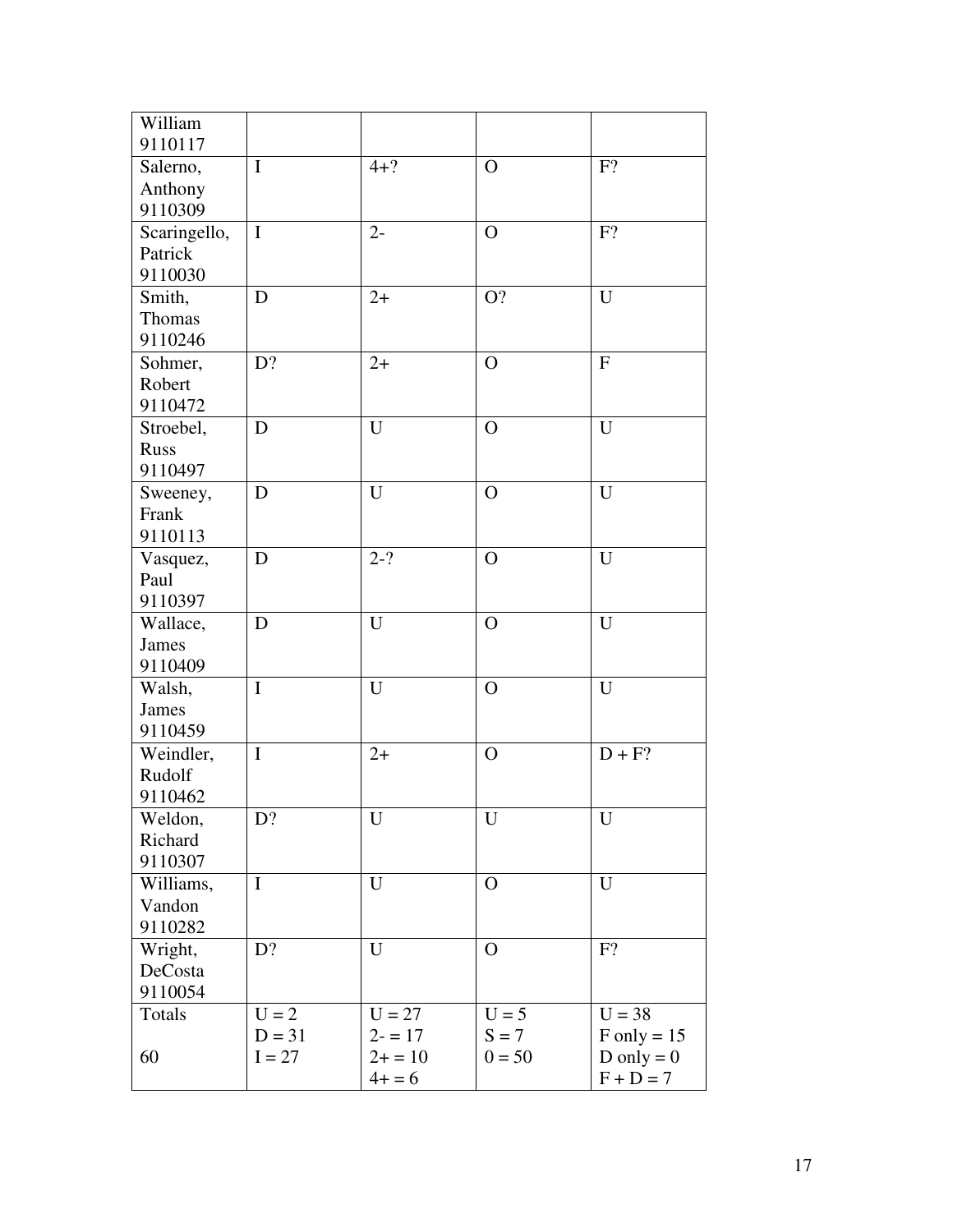| | | | | |
|---|---|---|---|---|
| William 9110117 | | | | |
| Salerno, Anthony 9110309 | I | 4+? | O | F? |
| Scaringello, Patrick 9110030 | I | 2- | O | F? |
| Smith, Thomas 9110246 | D | 2+ | O? | U |
| Sohmer, Robert 9110472 | D? | 2+ | O | F |
| Stroebel, Russ 9110497 | D | U | O | U |
| Sweeney, Frank 9110113 | D | U | O | U |
| Vasquez, Paul 9110397 | D | 2-? | O | U |
| Wallace, James 9110409 | D | U | O | U |
| Walsh, James 9110459 | I | U | O | U |
| Weindler, Rudolf 9110462 | I | 2+ | O | D + F? |
| Weldon, Richard 9110307 | D? | U | U | U |
| Williams, Vandon 9110282 | I | U | O | U |
| Wright, DeCosta 9110054 | D? | U | O | F? |
| Totals<br><br>60 | U = 2<br>D = 31<br>I = 27 | U = 27<br>2- = 17<br>2+ = 10<br>4+ = 6 | U = 5<br>S = 7<br>0 = 50 | U = 38<br>F only = 15<br>D only = 0<br>F + D = 7 |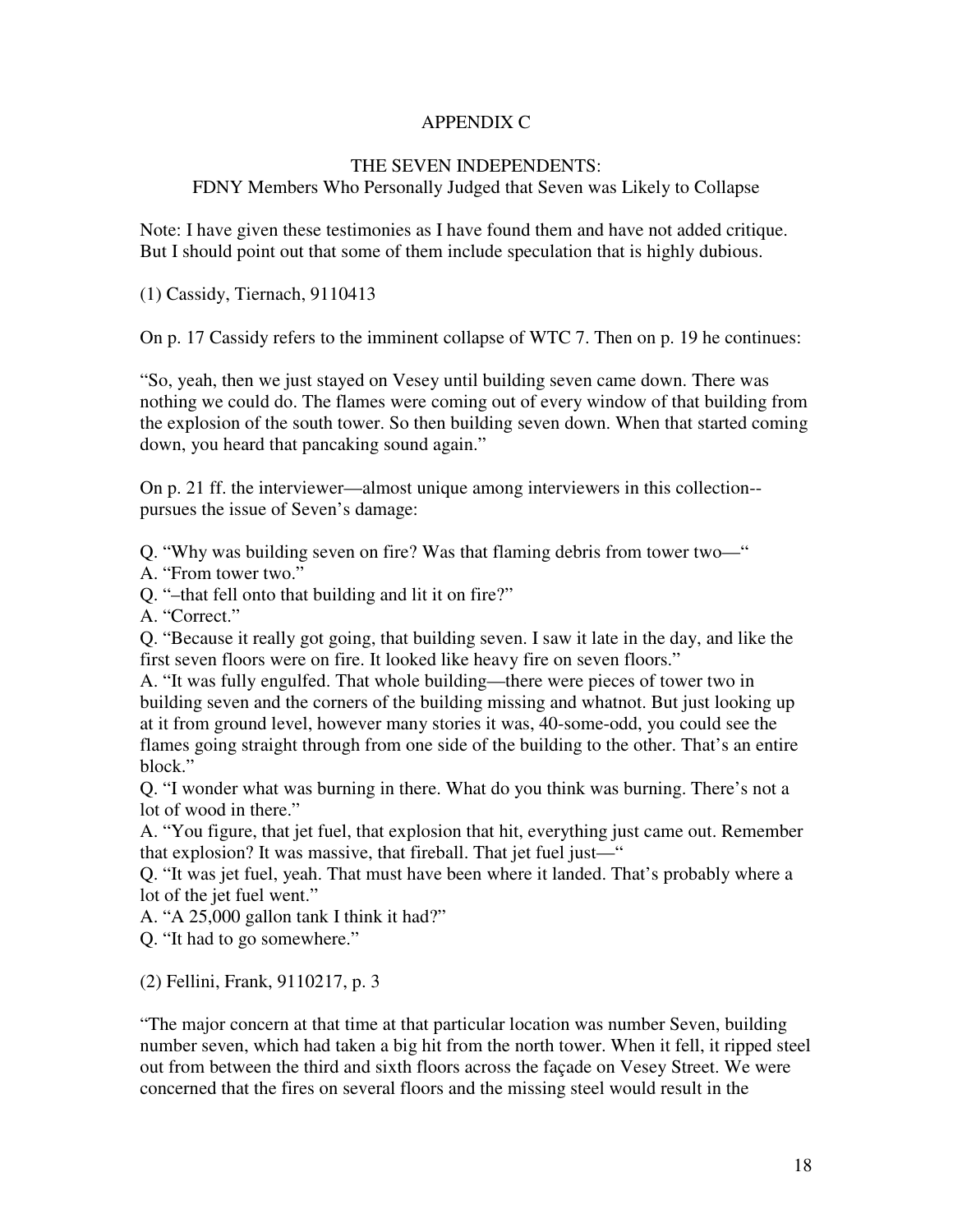# APPENDIX C

## THE SEVEN INDEPENDENTS:
## FDNY Members Who Personally Judged that Seven was Likely to Collapse

Note: I have given these testimonies as I have found them and have not added critique. But I should point out that some of them include speculation that is highly dubious.

(1) Cassidy, Tiernach, 9110413

On p. 17 Cassidy refers to the imminent collapse of WTC 7. Then on p. 19 he continues:

"So, yeah, then we just stayed on Vesey until building seven came down. There was nothing we could do. The flames were coming out of every window of that building from the explosion of the south tower. So then building seven down. When that started coming down, you heard that pancaking sound again."

On p. 21 ff. the interviewer—almost unique among interviewers in this collection--pursues the issue of Seven's damage:

Q. "Why was building seven on fire? Was that flaming debris from tower two—"
A. "From tower two."
Q. "–that fell onto that building and lit it on fire?"
A. "Correct."
Q. "Because it really got going, that building seven. I saw it late in the day, and like the first seven floors were on fire. It looked like heavy fire on seven floors."
A. "It was fully engulfed. That whole building—there were pieces of tower two in building seven and the corners of the building missing and whatnot. But just looking up at it from ground level, however many stories it was, 40-some-odd, you could see the flames going straight through from one side of the building to the other. That's an entire block."
Q. "I wonder what was burning in there. What do you think was burning. There's not a lot of wood in there."
A. "You figure, that jet fuel, that explosion that hit, everything just came out. Remember that explosion? It was massive, that fireball. That jet fuel just—"
Q. "It was jet fuel, yeah. That must have been where it landed. That's probably where a lot of the jet fuel went."
A. "A 25,000 gallon tank I think it had?"
Q. "It had to go somewhere."

(2) Fellini, Frank, 9110217, p. 3

"The major concern at that time at that particular location was number Seven, building number seven, which had taken a big hit from the north tower. When it fell, it ripped steel out from between the third and sixth floors across the façade on Vesey Street. We were concerned that the fires on several floors and the missing steel would result in the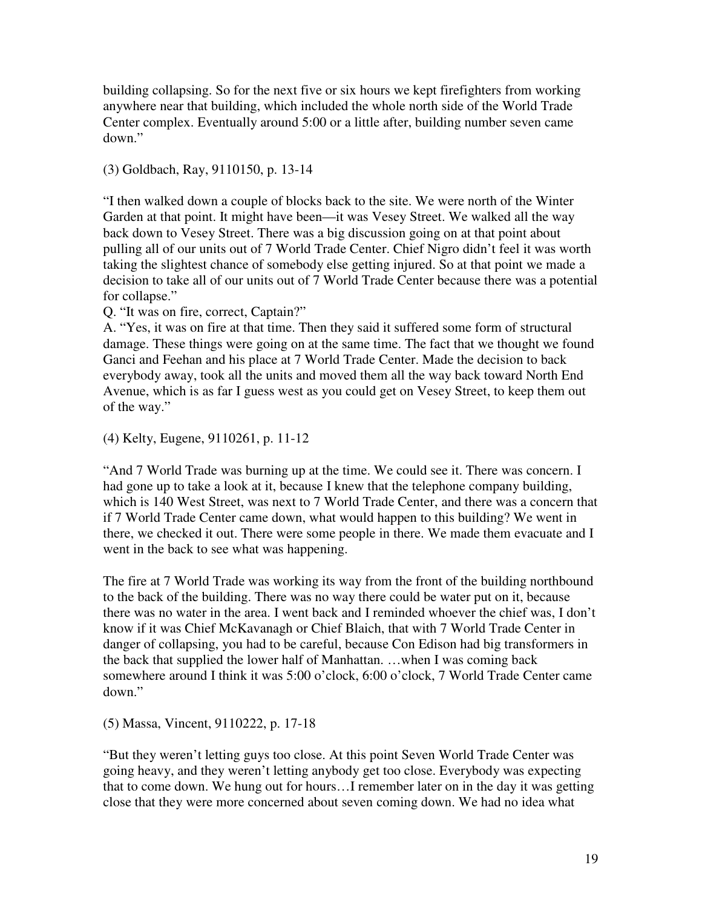building collapsing. So for the next five or six hours we kept firefighters from working anywhere near that building, which included the whole north side of the World Trade Center complex. Eventually around 5:00 or a little after, building number seven came down."

(3) Goldbach, Ray, 9110150, p. 13-14

"I then walked down a couple of blocks back to the site. We were north of the Winter Garden at that point. It might have been—it was Vesey Street. We walked all the way back down to Vesey Street. There was a big discussion going on at that point about pulling all of our units out of 7 World Trade Center. Chief Nigro didn't feel it was worth taking the slightest chance of somebody else getting injured. So at that point we made a decision to take all of our units out of 7 World Trade Center because there was a potential for collapse."

Q. "It was on fire, correct, Captain?"

A. "Yes, it was on fire at that time. Then they said it suffered some form of structural damage. These things were going on at the same time. The fact that we thought we found Ganci and Feehan and his place at 7 World Trade Center. Made the decision to back everybody away, took all the units and moved them all the way back toward North End Avenue, which is as far I guess west as you could get on Vesey Street, to keep them out of the way."

(4) Kelty, Eugene, 9110261, p. 11-12

"And 7 World Trade was burning up at the time. We could see it. There was concern. I had gone up to take a look at it, because I knew that the telephone company building, which is 140 West Street, was next to 7 World Trade Center, and there was a concern that if 7 World Trade Center came down, what would happen to this building? We went in there, we checked it out. There were some people in there. We made them evacuate and I went in the back to see what was happening.

The fire at 7 World Trade was working its way from the front of the building northbound to the back of the building. There was no way there could be water put on it, because there was no water in the area. I went back and I reminded whoever the chief was, I don't know if it was Chief McKavanagh or Chief Blaich, that with 7 World Trade Center in danger of collapsing, you had to be careful, because Con Edison had big transformers in the back that supplied the lower half of Manhattan. …when I was coming back somewhere around I think it was 5:00 o'clock, 6:00 o'clock, 7 World Trade Center came down."

(5) Massa, Vincent, 9110222, p. 17-18

"But they weren't letting guys too close. At this point Seven World Trade Center was going heavy, and they weren't letting anybody get too close. Everybody was expecting that to come down. We hung out for hours…I remember later on in the day it was getting close that they were more concerned about seven coming down. We had no idea what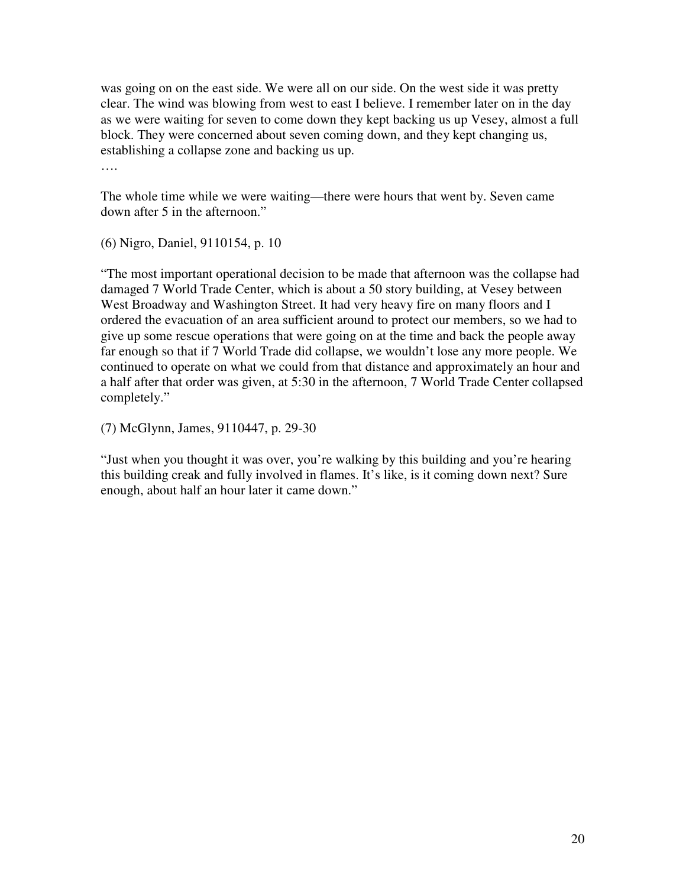was going on on the east side. We were all on our side. On the west side it was pretty clear. The wind was blowing from west to east I believe. I remember later on in the day as we were waiting for seven to come down they kept backing us up Vesey, almost a full block. They were concerned about seven coming down, and they kept changing us, establishing a collapse zone and backing us up.

….

The whole time while we were waiting—there were hours that went by. Seven came down after 5 in the afternoon."

(6) Nigro, Daniel, 9110154, p. 10

"The most important operational decision to be made that afternoon was the collapse had damaged 7 World Trade Center, which is about a 50 story building, at Vesey between West Broadway and Washington Street. It had very heavy fire on many floors and I ordered the evacuation of an area sufficient around to protect our members, so we had to give up some rescue operations that were going on at the time and back the people away far enough so that if 7 World Trade did collapse, we wouldn't lose any more people. We continued to operate on what we could from that distance and approximately an hour and a half after that order was given, at 5:30 in the afternoon, 7 World Trade Center collapsed completely."

(7) McGlynn, James, 9110447, p. 29-30

"Just when you thought it was over, you're walking by this building and you're hearing this building creak and fully involved in flames. It's like, is it coming down next? Sure enough, about half an hour later it came down."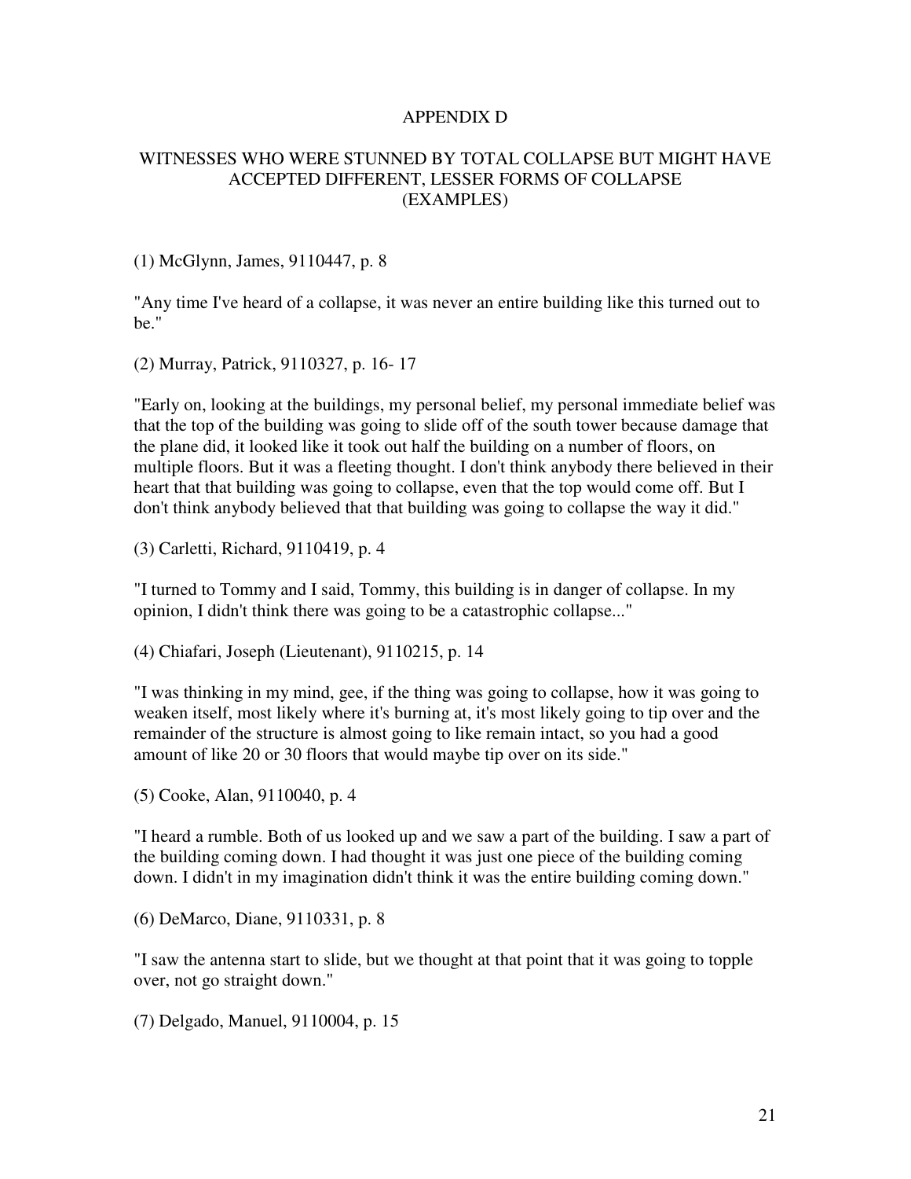## APPENDIX D

## WITNESSES WHO WERE STUNNED BY TOTAL COLLAPSE BUT MIGHT HAVE ACCEPTED DIFFERENT, LESSER FORMS OF COLLAPSE (EXAMPLES)

(1) McGlynn, James, 9110447, p. 8

"Any time I've heard of a collapse, it was never an entire building like this turned out to be."

(2) Murray, Patrick, 9110327, p. 16- 17

"Early on, looking at the buildings, my personal belief, my personal immediate belief was that the top of the building was going to slide off of the south tower because damage that the plane did, it looked like it took out half the building on a number of floors, on multiple floors. But it was a fleeting thought. I don't think anybody there believed in their heart that that building was going to collapse, even that the top would come off. But I don't think anybody believed that that building was going to collapse the way it did."

(3) Carletti, Richard, 9110419, p. 4

"I turned to Tommy and I said, Tommy, this building is in danger of collapse. In my opinion, I didn't think there was going to be a catastrophic collapse..."

(4) Chiafari, Joseph (Lieutenant), 9110215, p. 14

"I was thinking in my mind, gee, if the thing was going to collapse, how it was going to weaken itself, most likely where it's burning at, it's most likely going to tip over and the remainder of the structure is almost going to like remain intact, so you had a good amount of like 20 or 30 floors that would maybe tip over on its side."

(5) Cooke, Alan, 9110040, p. 4

"I heard a rumble. Both of us looked up and we saw a part of the building. I saw a part of the building coming down. I had thought it was just one piece of the building coming down. I didn't in my imagination didn't think it was the entire building coming down."

(6) DeMarco, Diane, 9110331, p. 8

"I saw the antenna start to slide, but we thought at that point that it was going to topple over, not go straight down."

(7) Delgado, Manuel, 9110004, p. 15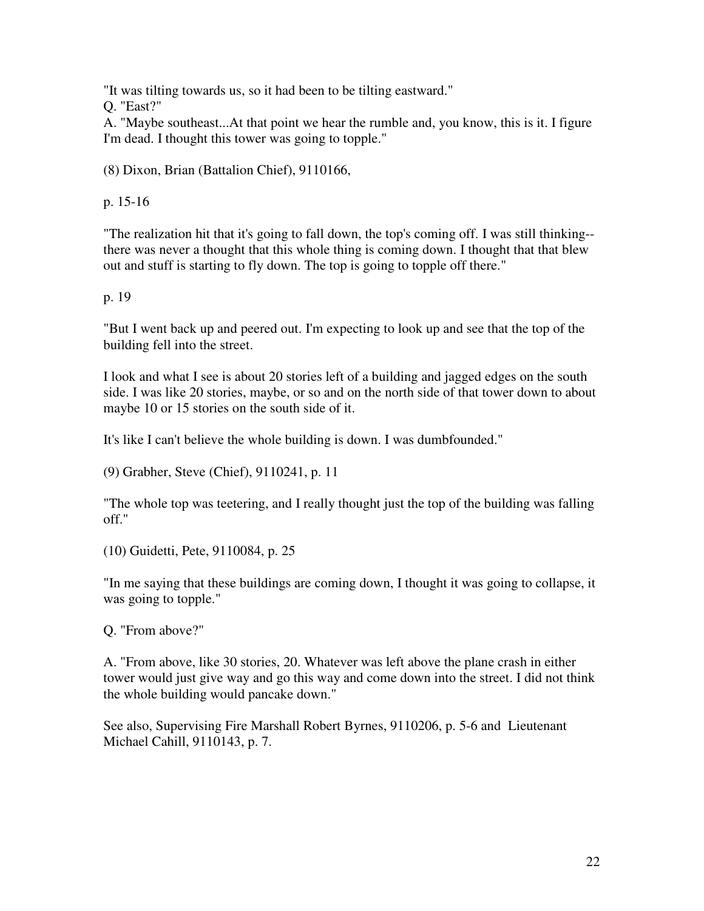"It was tilting towards us, so it had been to be tilting eastward."

Q. "East?"

A. "Maybe southeast...At that point we hear the rumble and, you know, this is it. I figure I'm dead. I thought this tower was going to topple."

(8) Dixon, Brian (Battalion Chief), 9110166,

p. 15-16

"The realization hit that it's going to fall down, the top's coming off. I was still thinking--there was never a thought that this whole thing is coming down. I thought that that blew out and stuff is starting to fly down. The top is going to topple off there."

p. 19

"But I went back up and peered out. I'm expecting to look up and see that the top of the building fell into the street.

I look and what I see is about 20 stories left of a building and jagged edges on the south side. I was like 20 stories, maybe, or so and on the north side of that tower down to about maybe 10 or 15 stories on the south side of it.

It's like I can't believe the whole building is down. I was dumbfounded."

(9) Grabher, Steve (Chief), 9110241, p. 11

"The whole top was teetering, and I really thought just the top of the building was falling off."

(10) Guidetti, Pete, 9110084, p. 25

"In me saying that these buildings are coming down, I thought it was going to collapse, it was going to topple."

Q. "From above?"

A. "From above, like 30 stories, 20. Whatever was left above the plane crash in either tower would just give way and go this way and come down into the street. I did not think the whole building would pancake down."

See also, Supervising Fire Marshall Robert Byrnes, 9110206, p. 5-6 and Lieutenant Michael Cahill, 9110143, p. 7.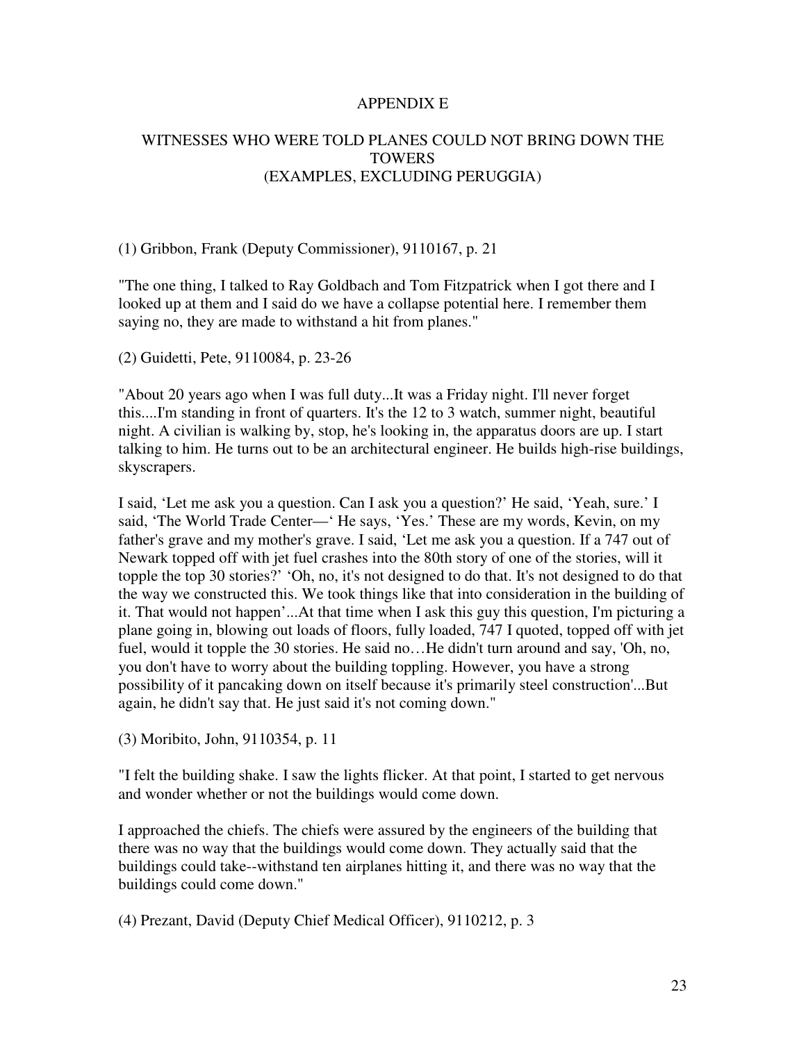# APPENDIX E

## WITNESSES WHO WERE TOLD PLANES COULD NOT BRING DOWN THE TOWERS (EXAMPLES, EXCLUDING PERUGGIA)

(1) Gribbon, Frank (Deputy Commissioner), 9110167, p. 21

"The one thing, I talked to Ray Goldbach and Tom Fitzpatrick when I got there and I looked up at them and I said do we have a collapse potential here. I remember them saying no, they are made to withstand a hit from planes."

(2) Guidetti, Pete, 9110084, p. 23-26

"About 20 years ago when I was full duty...It was a Friday night. I'll never forget this....I'm standing in front of quarters. It's the 12 to 3 watch, summer night, beautiful night. A civilian is walking by, stop, he's looking in, the apparatus doors are up. I start talking to him. He turns out to be an architectural engineer. He builds high-rise buildings, skyscrapers.

I said, 'Let me ask you a question. Can I ask you a question?' He said, 'Yeah, sure.' I said, 'The World Trade Center—' He says, 'Yes.' These are my words, Kevin, on my father's grave and my mother's grave. I said, 'Let me ask you a question. If a 747 out of Newark topped off with jet fuel crashes into the 80th story of one of the stories, will it topple the top 30 stories?' 'Oh, no, it's not designed to do that. It's not designed to do that the way we constructed this. We took things like that into consideration in the building of it. That would not happen'...At that time when I ask this guy this question, I'm picturing a plane going in, blowing out loads of floors, fully loaded, 747 I quoted, topped off with jet fuel, would it topple the 30 stories. He said no…He didn't turn around and say, 'Oh, no, you don't have to worry about the building toppling. However, you have a strong possibility of it pancaking down on itself because it's primarily steel construction'...But again, he didn't say that. He just said it's not coming down."

(3) Moribito, John, 9110354, p. 11

"I felt the building shake. I saw the lights flicker. At that point, I started to get nervous and wonder whether or not the buildings would come down.

I approached the chiefs. The chiefs were assured by the engineers of the building that there was no way that the buildings would come down. They actually said that the buildings could take--withstand ten airplanes hitting it, and there was no way that the buildings could come down."

(4) Prezant, David (Deputy Chief Medical Officer), 9110212, p. 3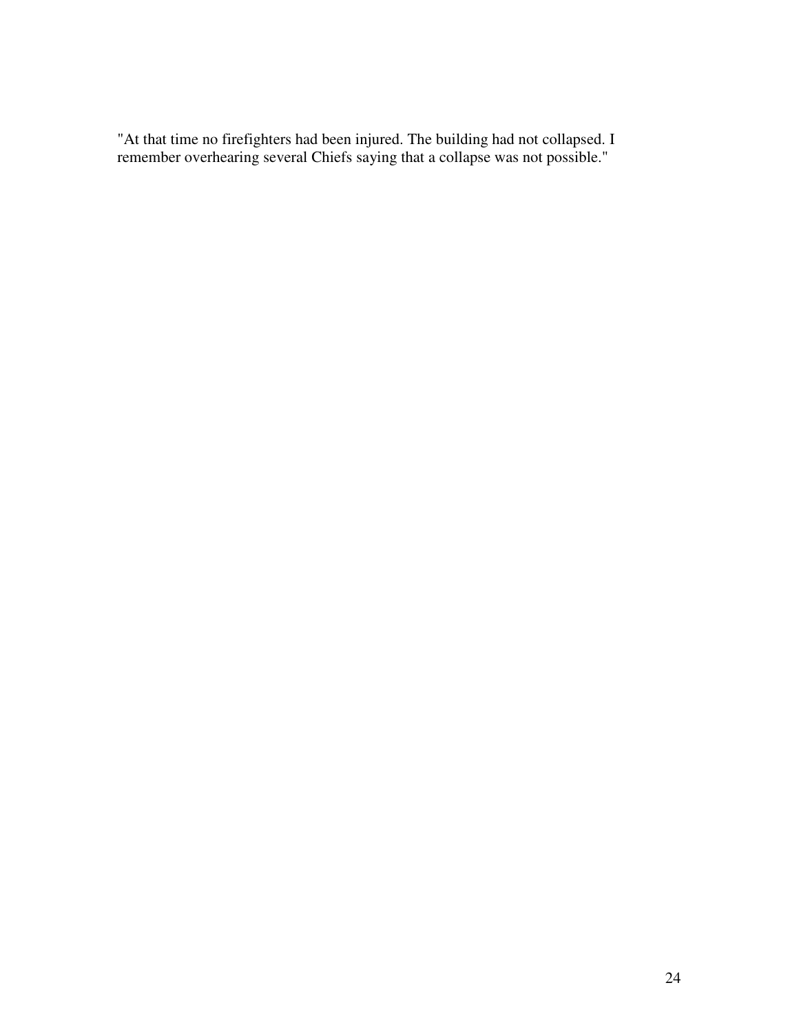"At that time no firefighters had been injured. The building had not collapsed. I remember overhearing several Chiefs saying that a collapse was not possible."